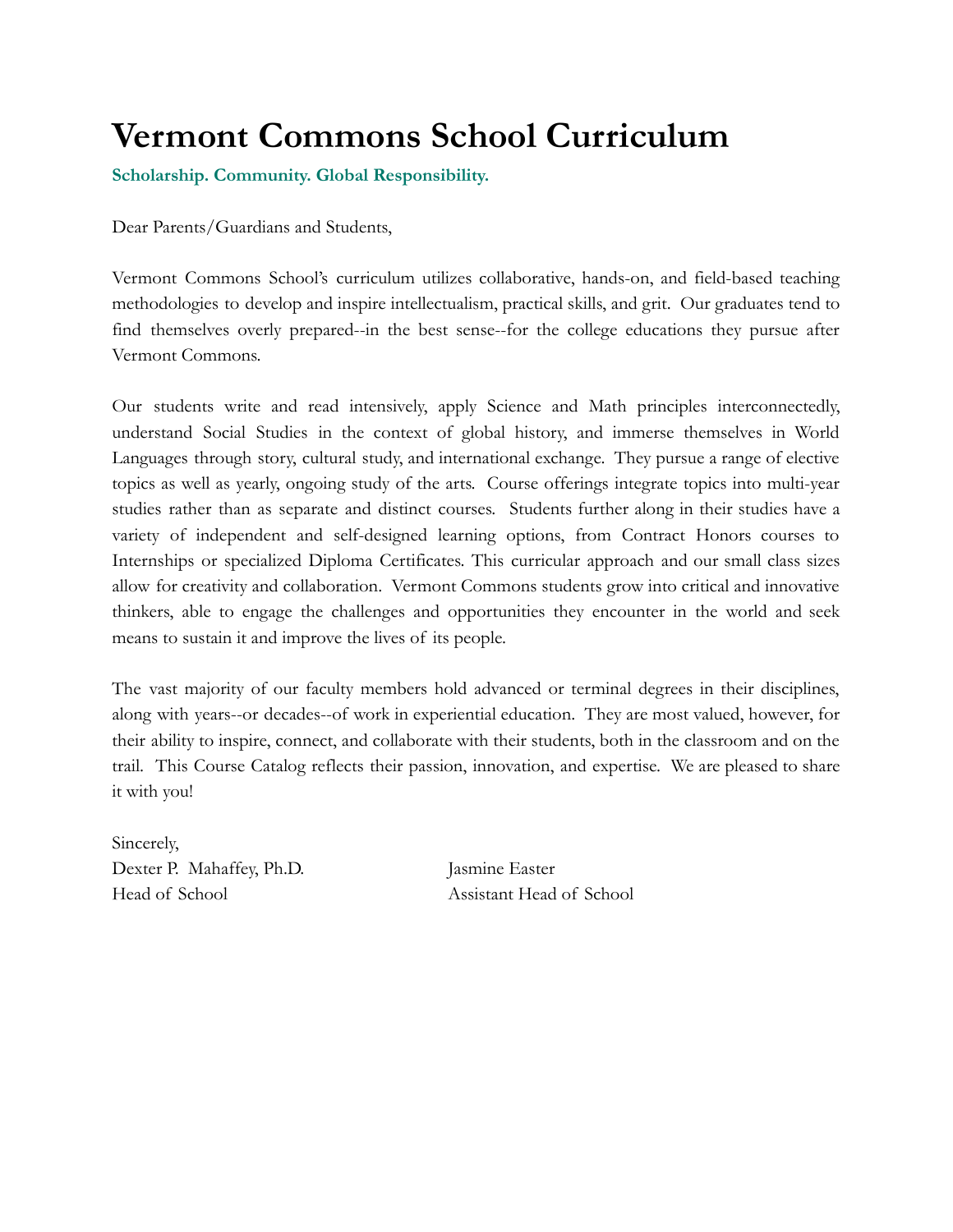# Vermont Commons School Curriculum

**Scholarship. Community. Global Responsibility.**

Dear Parents/Guardians and Students,

Vermont Commons School's curriculum utilizes collaborative, hands-on, and field-based teaching methodologies to develop and inspire intellectualism, practical skills, and grit. Our graduates tend to find themselves overly prepared--in the best sense--for the college educations they pursue after Vermont Commons.

Our students write and read intensively, apply Science and Math principles interconnectedly, understand Social Studies in the context of global history, and immerse themselves in World Languages through story, cultural study, and international exchange. They pursue a range of elective topics as well as yearly, ongoing study of the arts. Course offerings integrate topics into multi-year studies rather than as separate and distinct courses. Students further along in their studies have a variety of independent and self-designed learning options, from Contract Honors courses to Internships or specialized Diploma Certificates. This curricular approach and our small class sizes allow for creativity and collaboration. Vermont Commons students grow into critical and innovative thinkers, able to engage the challenges and opportunities they encounter in the world and seek means to sustain it and improve the lives of its people.

The vast majority of our faculty members hold advanced or terminal degrees in their disciplines, along with years--or decades--of work in experiential education. They are most valued, however, for their ability to inspire, connect, and collaborate with their students, both in the classroom and on the trail. This Course Catalog reflects their passion, innovation, and expertise. We are pleased to share it with you!

Sincerely,

Dexter P. Mahaffey, Ph.D.
Head of School

Jasmine Easter
Assistant Head of School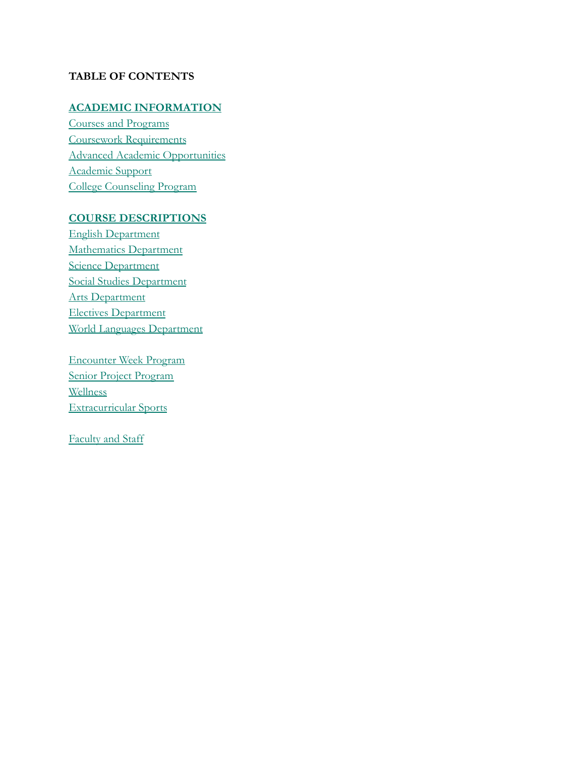# TABLE OF CONTENTS

**ACADEMIC INFORMATION**

Courses and Programs
Coursework Requirements
Advanced Academic Opportunities
Academic Support
College Counseling Program

**COURSE DESCRIPTIONS**

English Department
Mathematics Department
Science Department
Social Studies Department
Arts Department
Electives Department
World Languages Department

Encounter Week Program
Senior Project Program
Wellness
Extracurricular Sports

Faculty and Staff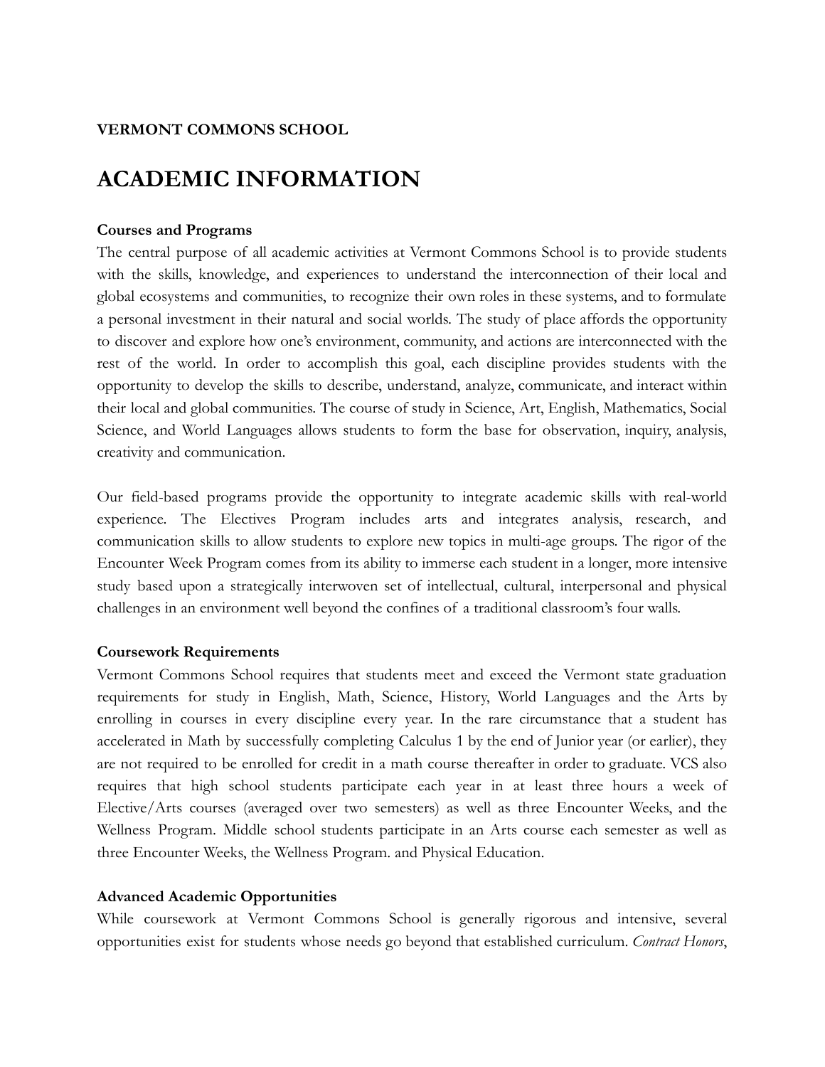**VERMONT COMMONS SCHOOL**

# ACADEMIC INFORMATION

**Courses and Programs**

The central purpose of all academic activities at Vermont Commons School is to provide students with the skills, knowledge, and experiences to understand the interconnection of their local and global ecosystems and communities, to recognize their own roles in these systems, and to formulate a personal investment in their natural and social worlds. The study of place affords the opportunity to discover and explore how one's environment, community, and actions are interconnected with the rest of the world. In order to accomplish this goal, each discipline provides students with the opportunity to develop the skills to describe, understand, analyze, communicate, and interact within their local and global communities. The course of study in Science, Art, English, Mathematics, Social Science, and World Languages allows students to form the base for observation, inquiry, analysis, creativity and communication.

Our field-based programs provide the opportunity to integrate academic skills with real-world experience. The Electives Program includes arts and integrates analysis, research, and communication skills to allow students to explore new topics in multi-age groups. The rigor of the Encounter Week Program comes from its ability to immerse each student in a longer, more intensive study based upon a strategically interwoven set of intellectual, cultural, interpersonal and physical challenges in an environment well beyond the confines of a traditional classroom's four walls.

**Coursework Requirements**

Vermont Commons School requires that students meet and exceed the Vermont state graduation requirements for study in English, Math, Science, History, World Languages and the Arts by enrolling in courses in every discipline every year. In the rare circumstance that a student has accelerated in Math by successfully completing Calculus 1 by the end of Junior year (or earlier), they are not required to be enrolled for credit in a math course thereafter in order to graduate. VCS also requires that high school students participate each year in at least three hours a week of Elective/Arts courses (averaged over two semesters) as well as three Encounter Weeks, and the Wellness Program. Middle school students participate in an Arts course each semester as well as three Encounter Weeks, the Wellness Program. and Physical Education.

**Advanced Academic Opportunities**

While coursework at Vermont Commons School is generally rigorous and intensive, several opportunities exist for students whose needs go beyond that established curriculum. *Contract Honors*,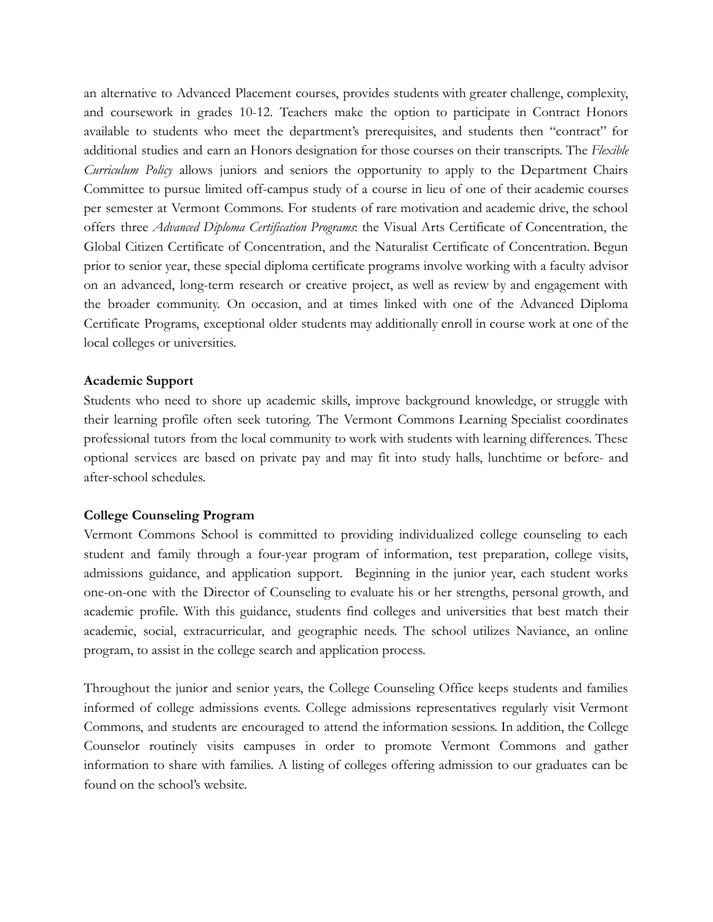an alternative to Advanced Placement courses, provides students with greater challenge, complexity, and coursework in grades 10-12. Teachers make the option to participate in Contract Honors available to students who meet the department's prerequisites, and students then "contract" for additional studies and earn an Honors designation for those courses on their transcripts. The *Flexible Curriculum Policy* allows juniors and seniors the opportunity to apply to the Department Chairs Committee to pursue limited off-campus study of a course in lieu of one of their academic courses per semester at Vermont Commons. For students of rare motivation and academic drive, the school offers three *Advanced Diploma Certification Programs*: the Visual Arts Certificate of Concentration, the Global Citizen Certificate of Concentration, and the Naturalist Certificate of Concentration. Begun prior to senior year, these special diploma certificate programs involve working with a faculty advisor on an advanced, long-term research or creative project, as well as review by and engagement with the broader community. On occasion, and at times linked with one of the Advanced Diploma Certificate Programs, exceptional older students may additionally enroll in course work at one of the local colleges or universities.

**Academic Support**

Students who need to shore up academic skills, improve background knowledge, or struggle with their learning profile often seek tutoring. The Vermont Commons Learning Specialist coordinates professional tutors from the local community to work with students with learning differences. These optional services are based on private pay and may fit into study halls, lunchtime or before- and after-school schedules.

**College Counseling Program**

Vermont Commons School is committed to providing individualized college counseling to each student and family through a four-year program of information, test preparation, college visits, admissions guidance, and application support. Beginning in the junior year, each student works one-on-one with the Director of Counseling to evaluate his or her strengths, personal growth, and academic profile. With this guidance, students find colleges and universities that best match their academic, social, extracurricular, and geographic needs. The school utilizes Naviance, an online program, to assist in the college search and application process.

Throughout the junior and senior years, the College Counseling Office keeps students and families informed of college admissions events. College admissions representatives regularly visit Vermont Commons, and students are encouraged to attend the information sessions. In addition, the College Counselor routinely visits campuses in order to promote Vermont Commons and gather information to share with families. A listing of colleges offering admission to our graduates can be found on the school's website.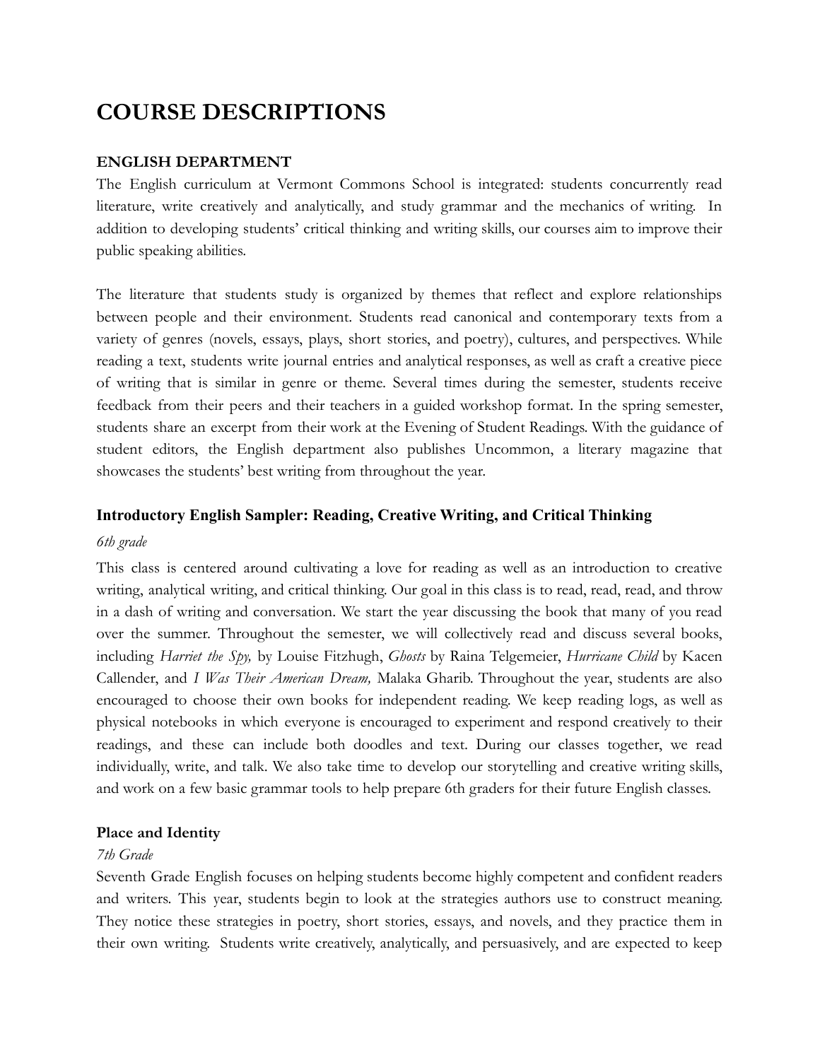# COURSE DESCRIPTIONS

## ENGLISH DEPARTMENT

The English curriculum at Vermont Commons School is integrated: students concurrently read literature, write creatively and analytically, and study grammar and the mechanics of writing. In addition to developing students' critical thinking and writing skills, our courses aim to improve their public speaking abilities.

The literature that students study is organized by themes that reflect and explore relationships between people and their environment. Students read canonical and contemporary texts from a variety of genres (novels, essays, plays, short stories, and poetry), cultures, and perspectives. While reading a text, students write journal entries and analytical responses, as well as craft a creative piece of writing that is similar in genre or theme. Several times during the semester, students receive feedback from their peers and their teachers in a guided workshop format. In the spring semester, students share an excerpt from their work at the Evening of Student Readings. With the guidance of student editors, the English department also publishes Uncommon, a literary magazine that showcases the students' best writing from throughout the year.

### Introductory English Sampler: Reading, Creative Writing, and Critical Thinking

*6th grade*

This class is centered around cultivating a love for reading as well as an introduction to creative writing, analytical writing, and critical thinking. Our goal in this class is to read, read, read, and throw in a dash of writing and conversation. We start the year discussing the book that many of you read over the summer. Throughout the semester, we will collectively read and discuss several books, including *Harriet the Spy,* by Louise Fitzhugh, *Ghosts* by Raina Telgemeier, *Hurricane Child* by Kacen Callender, and *I Was Their American Dream,* Malaka Gharib. Throughout the year, students are also encouraged to choose their own books for independent reading. We keep reading logs, as well as physical notebooks in which everyone is encouraged to experiment and respond creatively to their readings, and these can include both doodles and text. During our classes together, we read individually, write, and talk. We also take time to develop our storytelling and creative writing skills, and work on a few basic grammar tools to help prepare 6th graders for their future English classes.

### Place and Identity

*7th Grade*

Seventh Grade English focuses on helping students become highly competent and confident readers and writers. This year, students begin to look at the strategies authors use to construct meaning. They notice these strategies in poetry, short stories, essays, and novels, and they practice them in their own writing. Students write creatively, analytically, and persuasively, and are expected to keep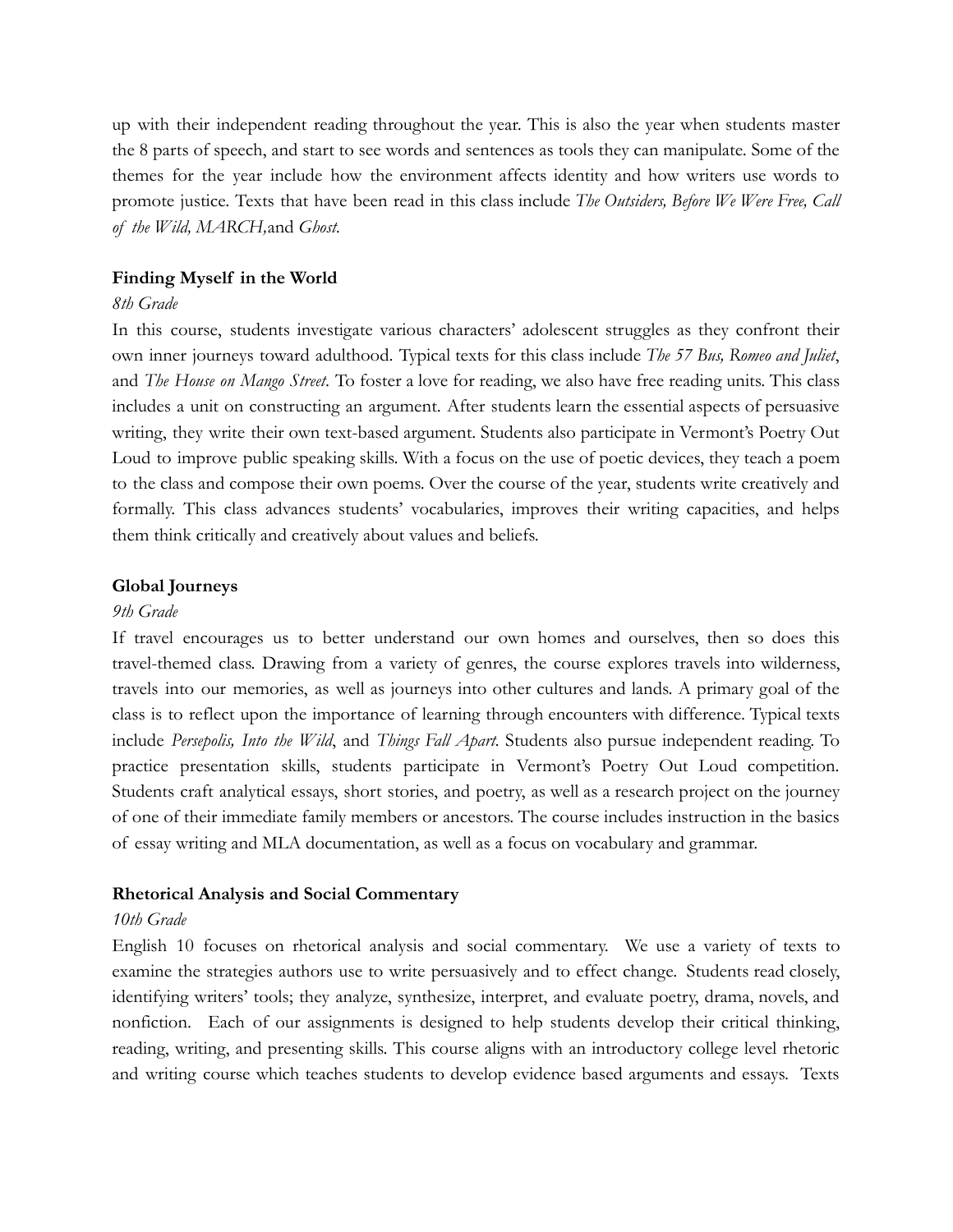up with their independent reading throughout the year. This is also the year when students master the 8 parts of speech, and start to see words and sentences as tools they can manipulate. Some of the themes for the year include how the environment affects identity and how writers use words to promote justice. Texts that have been read in this class include *The Outsiders, Before We Were Free, Call of the Wild, MARCH,* and *Ghost.*

**Finding Myself in the World**

*8th Grade*

In this course, students investigate various characters' adolescent struggles as they confront their own inner journeys toward adulthood. Typical texts for this class include *The 57 Bus, Romeo and Juliet*, and *The House on Mango Street*. To foster a love for reading, we also have free reading units. This class includes a unit on constructing an argument. After students learn the essential aspects of persuasive writing, they write their own text-based argument. Students also participate in Vermont's Poetry Out Loud to improve public speaking skills. With a focus on the use of poetic devices, they teach a poem to the class and compose their own poems. Over the course of the year, students write creatively and formally. This class advances students' vocabularies, improves their writing capacities, and helps them think critically and creatively about values and beliefs.

**Global Journeys**

*9th Grade*

If travel encourages us to better understand our own homes and ourselves, then so does this travel-themed class. Drawing from a variety of genres, the course explores travels into wilderness, travels into our memories, as well as journeys into other cultures and lands. A primary goal of the class is to reflect upon the importance of learning through encounters with difference. Typical texts include *Persepolis, Into the Wild*, and *Things Fall Apart*. Students also pursue independent reading. To practice presentation skills, students participate in Vermont's Poetry Out Loud competition. Students craft analytical essays, short stories, and poetry, as well as a research project on the journey of one of their immediate family members or ancestors. The course includes instruction in the basics of essay writing and MLA documentation, as well as a focus on vocabulary and grammar.

**Rhetorical Analysis and Social Commentary**

*10th Grade*

English 10 focuses on rhetorical analysis and social commentary. We use a variety of texts to examine the strategies authors use to write persuasively and to effect change. Students read closely, identifying writers' tools; they analyze, synthesize, interpret, and evaluate poetry, drama, novels, and nonfiction. Each of our assignments is designed to help students develop their critical thinking, reading, writing, and presenting skills. This course aligns with an introductory college level rhetoric and writing course which teaches students to develop evidence based arguments and essays. Texts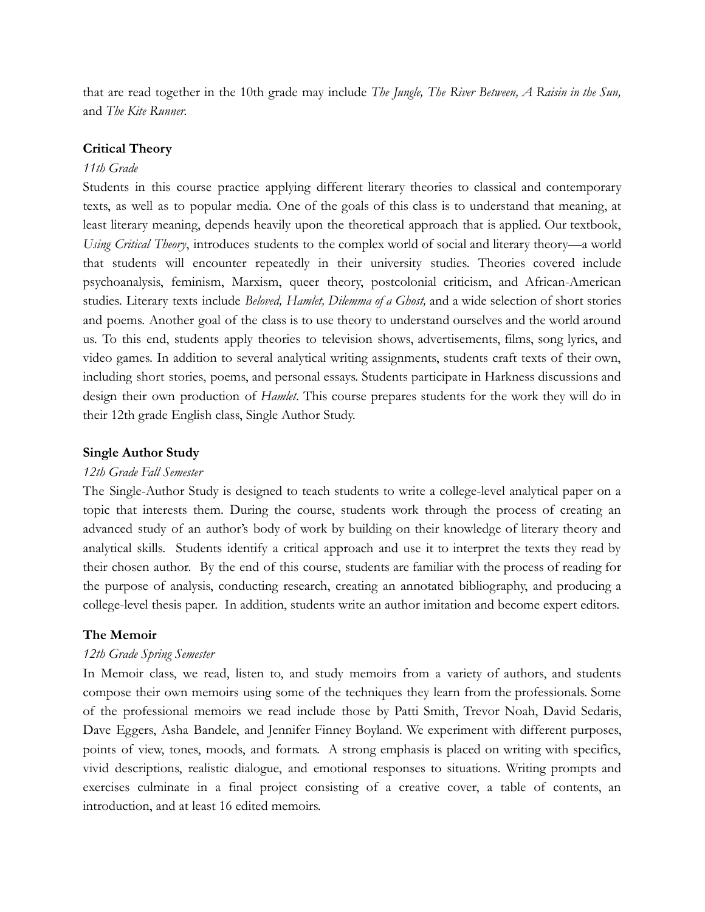that are read together in the 10th grade may include *The Jungle, The River Between, A Raisin in the Sun,* and *The Kite Runner.*

**Critical Theory**

*11th Grade*

Students in this course practice applying different literary theories to classical and contemporary texts, as well as to popular media. One of the goals of this class is to understand that meaning, at least literary meaning, depends heavily upon the theoretical approach that is applied. Our textbook, *Using Critical Theory*, introduces students to the complex world of social and literary theory—a world that students will encounter repeatedly in their university studies. Theories covered include psychoanalysis, feminism, Marxism, queer theory, postcolonial criticism, and African-American studies. Literary texts include *Beloved, Hamlet, Dilemma of a Ghost,* and a wide selection of short stories and poems. Another goal of the class is to use theory to understand ourselves and the world around us. To this end, students apply theories to television shows, advertisements, films, song lyrics, and video games. In addition to several analytical writing assignments, students craft texts of their own, including short stories, poems, and personal essays. Students participate in Harkness discussions and design their own production of *Hamlet*. This course prepares students for the work they will do in their 12th grade English class, Single Author Study.

**Single Author Study**

*12th Grade Fall Semester*

The Single-Author Study is designed to teach students to write a college-level analytical paper on a topic that interests them. During the course, students work through the process of creating an advanced study of an author's body of work by building on their knowledge of literary theory and analytical skills. Students identify a critical approach and use it to interpret the texts they read by their chosen author. By the end of this course, students are familiar with the process of reading for the purpose of analysis, conducting research, creating an annotated bibliography, and producing a college-level thesis paper. In addition, students write an author imitation and become expert editors.

**The Memoir**

*12th Grade Spring Semester*

In Memoir class, we read, listen to, and study memoirs from a variety of authors, and students compose their own memoirs using some of the techniques they learn from the professionals. Some of the professional memoirs we read include those by Patti Smith, Trevor Noah, David Sedaris, Dave Eggers, Asha Bandele, and Jennifer Finney Boyland. We experiment with different purposes, points of view, tones, moods, and formats. A strong emphasis is placed on writing with specifics, vivid descriptions, realistic dialogue, and emotional responses to situations. Writing prompts and exercises culminate in a final project consisting of a creative cover, a table of contents, an introduction, and at least 16 edited memoirs.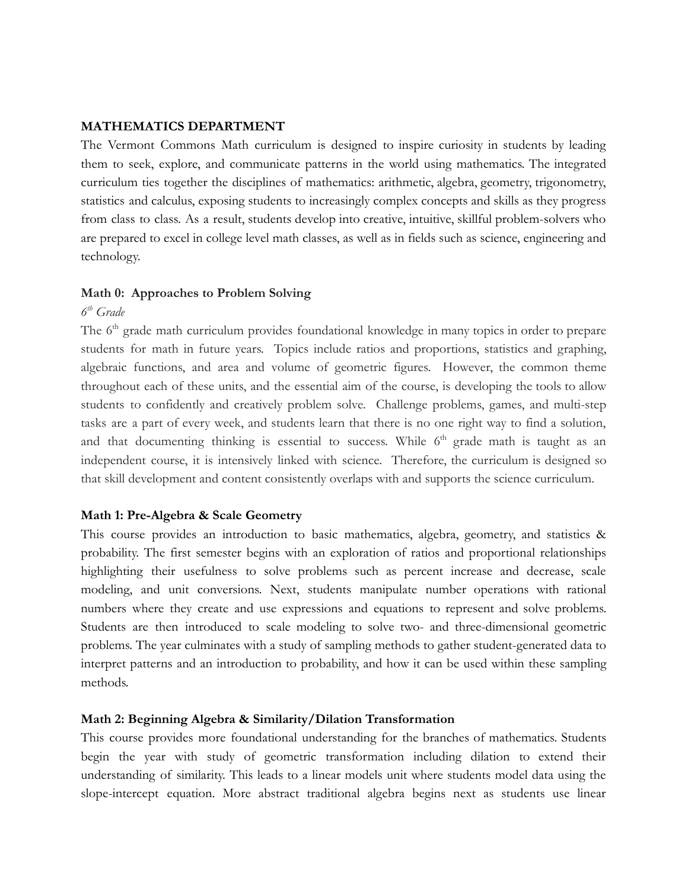## MATHEMATICS DEPARTMENT

The Vermont Commons Math curriculum is designed to inspire curiosity in students by leading them to seek, explore, and communicate patterns in the world using mathematics. The integrated curriculum ties together the disciplines of mathematics: arithmetic, algebra, geometry, trigonometry, statistics and calculus, exposing students to increasingly complex concepts and skills as they progress from class to class. As a result, students develop into creative, intuitive, skillful problem-solvers who are prepared to excel in college level math classes, as well as in fields such as science, engineering and technology.

### Math 0: Approaches to Problem Solving

*6th Grade*

The 6th grade math curriculum provides foundational knowledge in many topics in order to prepare students for math in future years. Topics include ratios and proportions, statistics and graphing, algebraic functions, and area and volume of geometric figures. However, the common theme throughout each of these units, and the essential aim of the course, is developing the tools to allow students to confidently and creatively problem solve. Challenge problems, games, and multi-step tasks are a part of every week, and students learn that there is no one right way to find a solution, and that documenting thinking is essential to success. While 6th grade math is taught as an independent course, it is intensively linked with science. Therefore, the curriculum is designed so that skill development and content consistently overlaps with and supports the science curriculum.

### Math 1: Pre-Algebra & Scale Geometry

This course provides an introduction to basic mathematics, algebra, geometry, and statistics & probability. The first semester begins with an exploration of ratios and proportional relationships highlighting their usefulness to solve problems such as percent increase and decrease, scale modeling, and unit conversions. Next, students manipulate number operations with rational numbers where they create and use expressions and equations to represent and solve problems. Students are then introduced to scale modeling to solve two- and three-dimensional geometric problems. The year culminates with a study of sampling methods to gather student-generated data to interpret patterns and an introduction to probability, and how it can be used within these sampling methods.

### Math 2: Beginning Algebra & Similarity/Dilation Transformation

This course provides more foundational understanding for the branches of mathematics. Students begin the year with study of geometric transformation including dilation to extend their understanding of similarity. This leads to a linear models unit where students model data using the slope-intercept equation. More abstract traditional algebra begins next as students use linear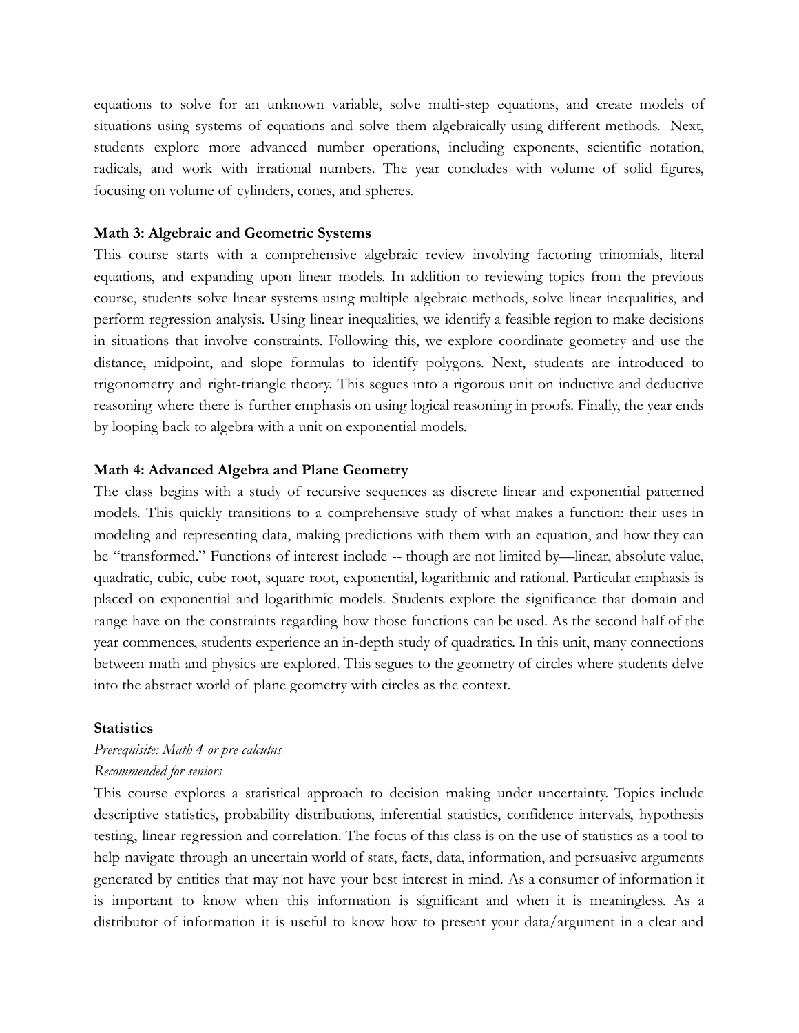equations to solve for an unknown variable, solve multi-step equations, and create models of situations using systems of equations and solve them algebraically using different methods. Next, students explore more advanced number operations, including exponents, scientific notation, radicals, and work with irrational numbers. The year concludes with volume of solid figures, focusing on volume of cylinders, cones, and spheres.

**Math 3: Algebraic and Geometric Systems**

This course starts with a comprehensive algebraic review involving factoring trinomials, literal equations, and expanding upon linear models. In addition to reviewing topics from the previous course, students solve linear systems using multiple algebraic methods, solve linear inequalities, and perform regression analysis. Using linear inequalities, we identify a feasible region to make decisions in situations that involve constraints. Following this, we explore coordinate geometry and use the distance, midpoint, and slope formulas to identify polygons. Next, students are introduced to trigonometry and right-triangle theory. This segues into a rigorous unit on inductive and deductive reasoning where there is further emphasis on using logical reasoning in proofs. Finally, the year ends by looping back to algebra with a unit on exponential models.

**Math 4: Advanced Algebra and Plane Geometry**

The class begins with a study of recursive sequences as discrete linear and exponential patterned models. This quickly transitions to a comprehensive study of what makes a function: their uses in modeling and representing data, making predictions with them with an equation, and how they can be "transformed." Functions of interest include -- though are not limited by—linear, absolute value, quadratic, cubic, cube root, square root, exponential, logarithmic and rational. Particular emphasis is placed on exponential and logarithmic models. Students explore the significance that domain and range have on the constraints regarding how those functions can be used. As the second half of the year commences, students experience an in-depth study of quadratics. In this unit, many connections between math and physics are explored. This segues to the geometry of circles where students delve into the abstract world of plane geometry with circles as the context.

**Statistics**

*Prerequisite: Math 4 or pre-calculus*

*Recommended for seniors*

This course explores a statistical approach to decision making under uncertainty. Topics include descriptive statistics, probability distributions, inferential statistics, confidence intervals, hypothesis testing, linear regression and correlation. The focus of this class is on the use of statistics as a tool to help navigate through an uncertain world of stats, facts, data, information, and persuasive arguments generated by entities that may not have your best interest in mind. As a consumer of information it is important to know when this information is significant and when it is meaningless. As a distributor of information it is useful to know how to present your data/argument in a clear and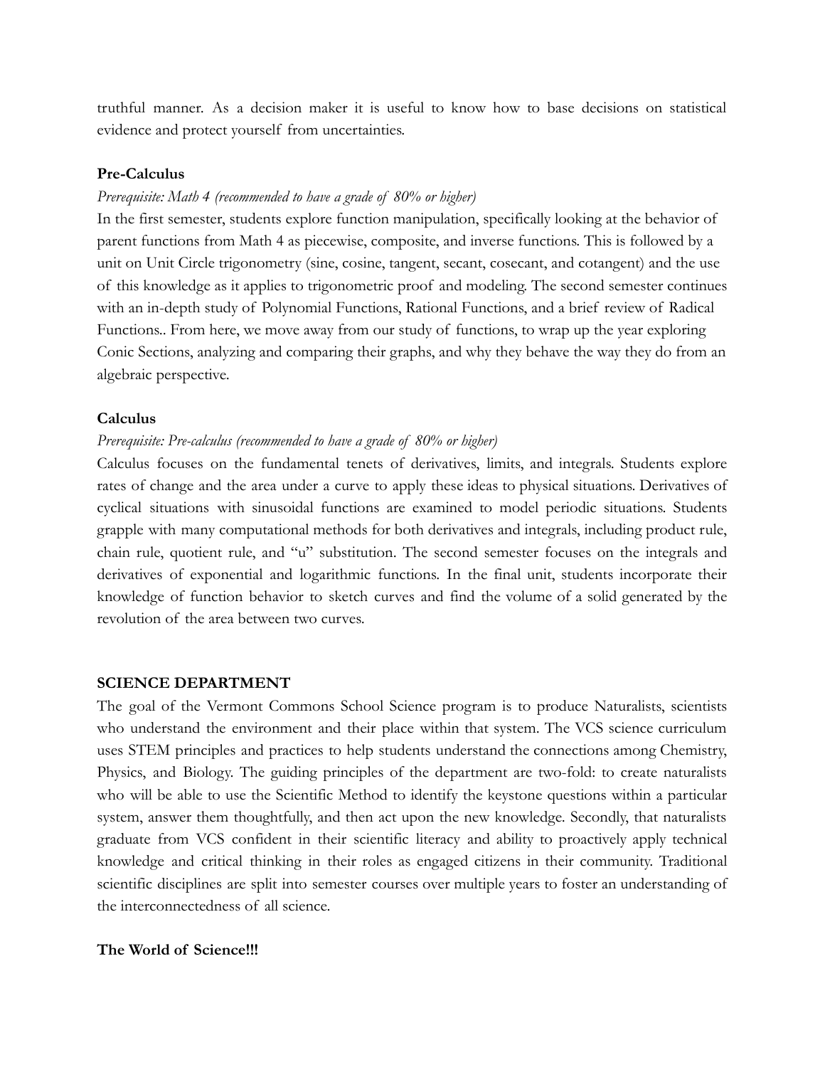truthful manner. As a decision maker it is useful to know how to base decisions on statistical evidence and protect yourself from uncertainties.

**Pre-Calculus**

*Prerequisite: Math 4 (recommended to have a grade of 80% or higher)*

In the first semester, students explore function manipulation, specifically looking at the behavior of parent functions from Math 4 as piecewise, composite, and inverse functions. This is followed by a unit on Unit Circle trigonometry (sine, cosine, tangent, secant, cosecant, and cotangent) and the use of this knowledge as it applies to trigonometric proof and modeling. The second semester continues with an in-depth study of Polynomial Functions, Rational Functions, and a brief review of Radical Functions.. From here, we move away from our study of functions, to wrap up the year exploring Conic Sections, analyzing and comparing their graphs, and why they behave the way they do from an algebraic perspective.

**Calculus**

*Prerequisite: Pre-calculus (recommended to have a grade of 80% or higher)*

Calculus focuses on the fundamental tenets of derivatives, limits, and integrals. Students explore rates of change and the area under a curve to apply these ideas to physical situations. Derivatives of cyclical situations with sinusoidal functions are examined to model periodic situations. Students grapple with many computational methods for both derivatives and integrals, including product rule, chain rule, quotient rule, and "u" substitution. The second semester focuses on the integrals and derivatives of exponential and logarithmic functions. In the final unit, students incorporate their knowledge of function behavior to sketch curves and find the volume of a solid generated by the revolution of the area between two curves.

**SCIENCE DEPARTMENT**

The goal of the Vermont Commons School Science program is to produce Naturalists, scientists who understand the environment and their place within that system. The VCS science curriculum uses STEM principles and practices to help students understand the connections among Chemistry, Physics, and Biology. The guiding principles of the department are two-fold: to create naturalists who will be able to use the Scientific Method to identify the keystone questions within a particular system, answer them thoughtfully, and then act upon the new knowledge. Secondly, that naturalists graduate from VCS confident in their scientific literacy and ability to proactively apply technical knowledge and critical thinking in their roles as engaged citizens in their community. Traditional scientific disciplines are split into semester courses over multiple years to foster an understanding of the interconnectedness of all science.

**The World of Science!!!**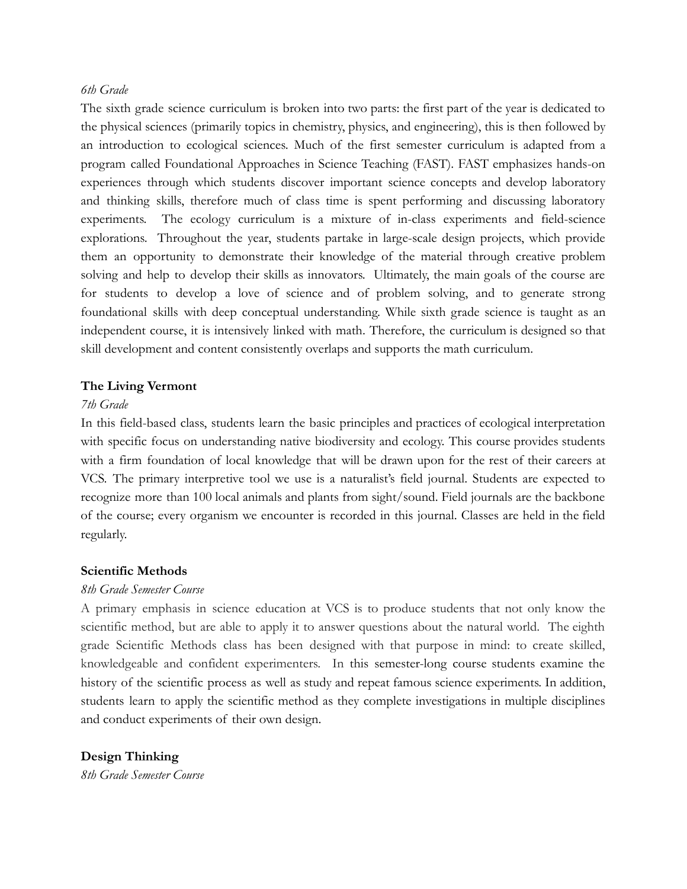*6th Grade*

The sixth grade science curriculum is broken into two parts: the first part of the year is dedicated to the physical sciences (primarily topics in chemistry, physics, and engineering), this is then followed by an introduction to ecological sciences. Much of the first semester curriculum is adapted from a program called Foundational Approaches in Science Teaching (FAST). FAST emphasizes hands-on experiences through which students discover important science concepts and develop laboratory and thinking skills, therefore much of class time is spent performing and discussing laboratory experiments. The ecology curriculum is a mixture of in-class experiments and field-science explorations. Throughout the year, students partake in large-scale design projects, which provide them an opportunity to demonstrate their knowledge of the material through creative problem solving and help to develop their skills as innovators. Ultimately, the main goals of the course are for students to develop a love of science and of problem solving, and to generate strong foundational skills with deep conceptual understanding. While sixth grade science is taught as an independent course, it is intensively linked with math. Therefore, the curriculum is designed so that skill development and content consistently overlaps and supports the math curriculum.

**The Living Vermont**

*7th Grade*

In this field-based class, students learn the basic principles and practices of ecological interpretation with specific focus on understanding native biodiversity and ecology. This course provides students with a firm foundation of local knowledge that will be drawn upon for the rest of their careers at VCS. The primary interpretive tool we use is a naturalist's field journal. Students are expected to recognize more than 100 local animals and plants from sight/sound. Field journals are the backbone of the course; every organism we encounter is recorded in this journal. Classes are held in the field regularly.

**Scientific Methods**

*8th Grade Semester Course*

A primary emphasis in science education at VCS is to produce students that not only know the scientific method, but are able to apply it to answer questions about the natural world. The eighth grade Scientific Methods class has been designed with that purpose in mind: to create skilled, knowledgeable and confident experimenters. In this semester-long course students examine the history of the scientific process as well as study and repeat famous science experiments. In addition, students learn to apply the scientific method as they complete investigations in multiple disciplines and conduct experiments of their own design.

**Design Thinking**

*8th Grade Semester Course*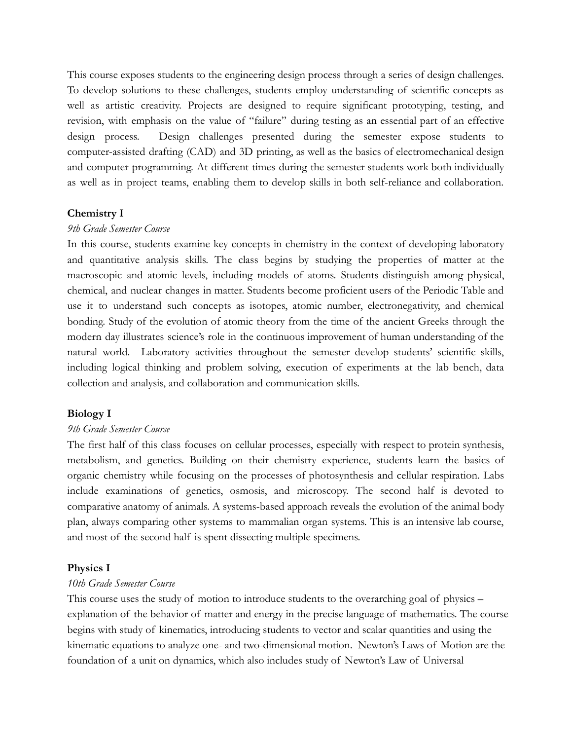This course exposes students to the engineering design process through a series of design challenges. To develop solutions to these challenges, students employ understanding of scientific concepts as well as artistic creativity. Projects are designed to require significant prototyping, testing, and revision, with emphasis on the value of "failure" during testing as an essential part of an effective design process. Design challenges presented during the semester expose students to computer-assisted drafting (CAD) and 3D printing, as well as the basics of electromechanical design and computer programming. At different times during the semester students work both individually as well as in project teams, enabling them to develop skills in both self-reliance and collaboration.

**Chemistry I**

*9th Grade Semester Course*

In this course, students examine key concepts in chemistry in the context of developing laboratory and quantitative analysis skills. The class begins by studying the properties of matter at the macroscopic and atomic levels, including models of atoms. Students distinguish among physical, chemical, and nuclear changes in matter. Students become proficient users of the Periodic Table and use it to understand such concepts as isotopes, atomic number, electronegativity, and chemical bonding. Study of the evolution of atomic theory from the time of the ancient Greeks through the modern day illustrates science's role in the continuous improvement of human understanding of the natural world. Laboratory activities throughout the semester develop students' scientific skills, including logical thinking and problem solving, execution of experiments at the lab bench, data collection and analysis, and collaboration and communication skills.

**Biology I**

*9th Grade Semester Course*

The first half of this class focuses on cellular processes, especially with respect to protein synthesis, metabolism, and genetics. Building on their chemistry experience, students learn the basics of organic chemistry while focusing on the processes of photosynthesis and cellular respiration. Labs include examinations of genetics, osmosis, and microscopy. The second half is devoted to comparative anatomy of animals. A systems-based approach reveals the evolution of the animal body plan, always comparing other systems to mammalian organ systems. This is an intensive lab course, and most of the second half is spent dissecting multiple specimens.

**Physics I**

*10th Grade Semester Course*

This course uses the study of motion to introduce students to the overarching goal of physics – explanation of the behavior of matter and energy in the precise language of mathematics. The course begins with study of kinematics, introducing students to vector and scalar quantities and using the kinematic equations to analyze one- and two-dimensional motion. Newton's Laws of Motion are the foundation of a unit on dynamics, which also includes study of Newton's Law of Universal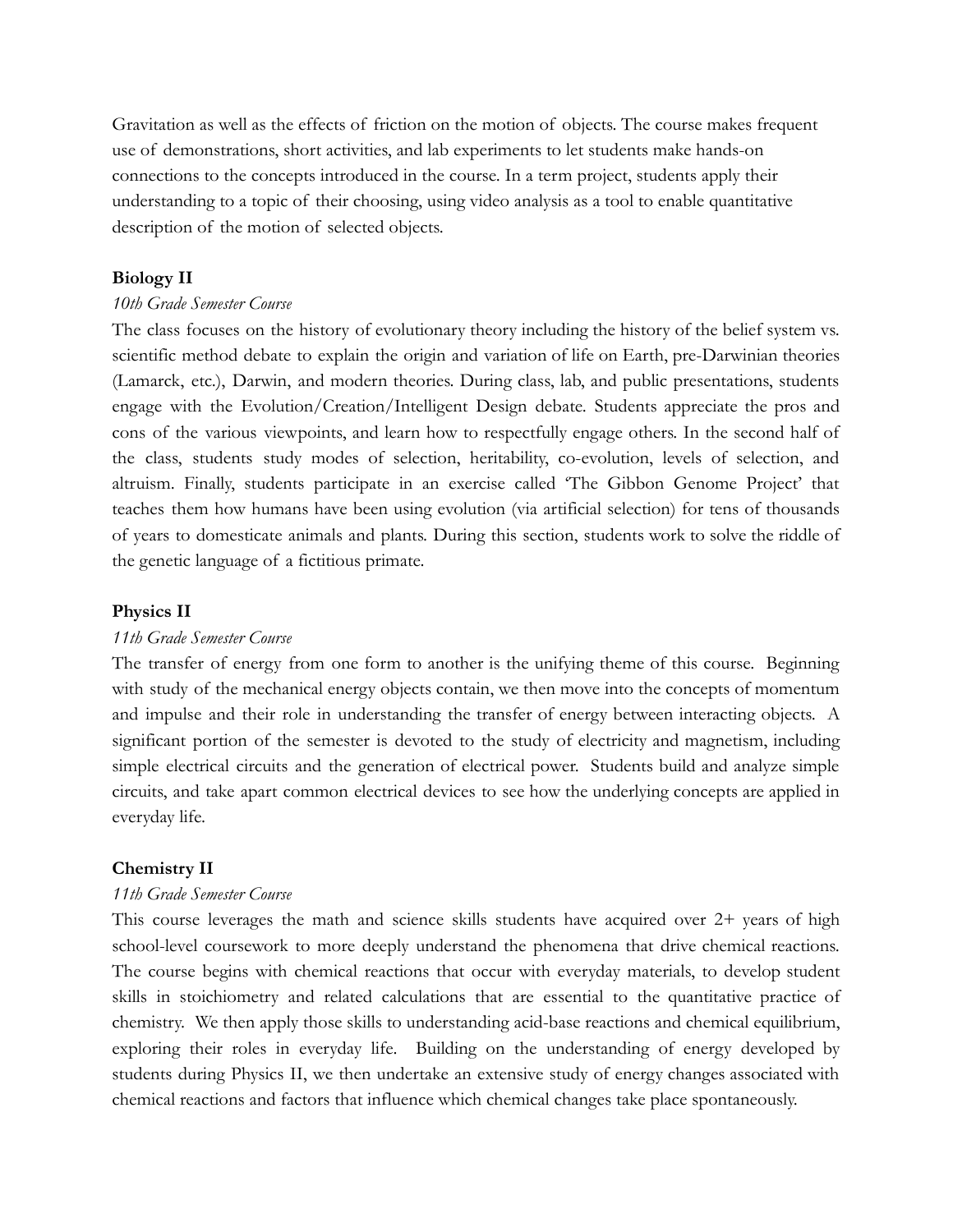Gravitation as well as the effects of friction on the motion of objects. The course makes frequent use of demonstrations, short activities, and lab experiments to let students make hands-on connections to the concepts introduced in the course. In a term project, students apply their understanding to a topic of their choosing, using video analysis as a tool to enable quantitative description of the motion of selected objects.

**Biology II**

*10th Grade Semester Course*

The class focuses on the history of evolutionary theory including the history of the belief system vs. scientific method debate to explain the origin and variation of life on Earth, pre-Darwinian theories (Lamarck, etc.), Darwin, and modern theories. During class, lab, and public presentations, students engage with the Evolution/Creation/Intelligent Design debate. Students appreciate the pros and cons of the various viewpoints, and learn how to respectfully engage others. In the second half of the class, students study modes of selection, heritability, co-evolution, levels of selection, and altruism. Finally, students participate in an exercise called 'The Gibbon Genome Project' that teaches them how humans have been using evolution (via artificial selection) for tens of thousands of years to domesticate animals and plants. During this section, students work to solve the riddle of the genetic language of a fictitious primate.

**Physics II**

*11th Grade Semester Course*

The transfer of energy from one form to another is the unifying theme of this course. Beginning with study of the mechanical energy objects contain, we then move into the concepts of momentum and impulse and their role in understanding the transfer of energy between interacting objects. A significant portion of the semester is devoted to the study of electricity and magnetism, including simple electrical circuits and the generation of electrical power. Students build and analyze simple circuits, and take apart common electrical devices to see how the underlying concepts are applied in everyday life.

**Chemistry II**

*11th Grade Semester Course*

This course leverages the math and science skills students have acquired over 2+ years of high school-level coursework to more deeply understand the phenomena that drive chemical reactions. The course begins with chemical reactions that occur with everyday materials, to develop student skills in stoichiometry and related calculations that are essential to the quantitative practice of chemistry. We then apply those skills to understanding acid-base reactions and chemical equilibrium, exploring their roles in everyday life. Building on the understanding of energy developed by students during Physics II, we then undertake an extensive study of energy changes associated with chemical reactions and factors that influence which chemical changes take place spontaneously.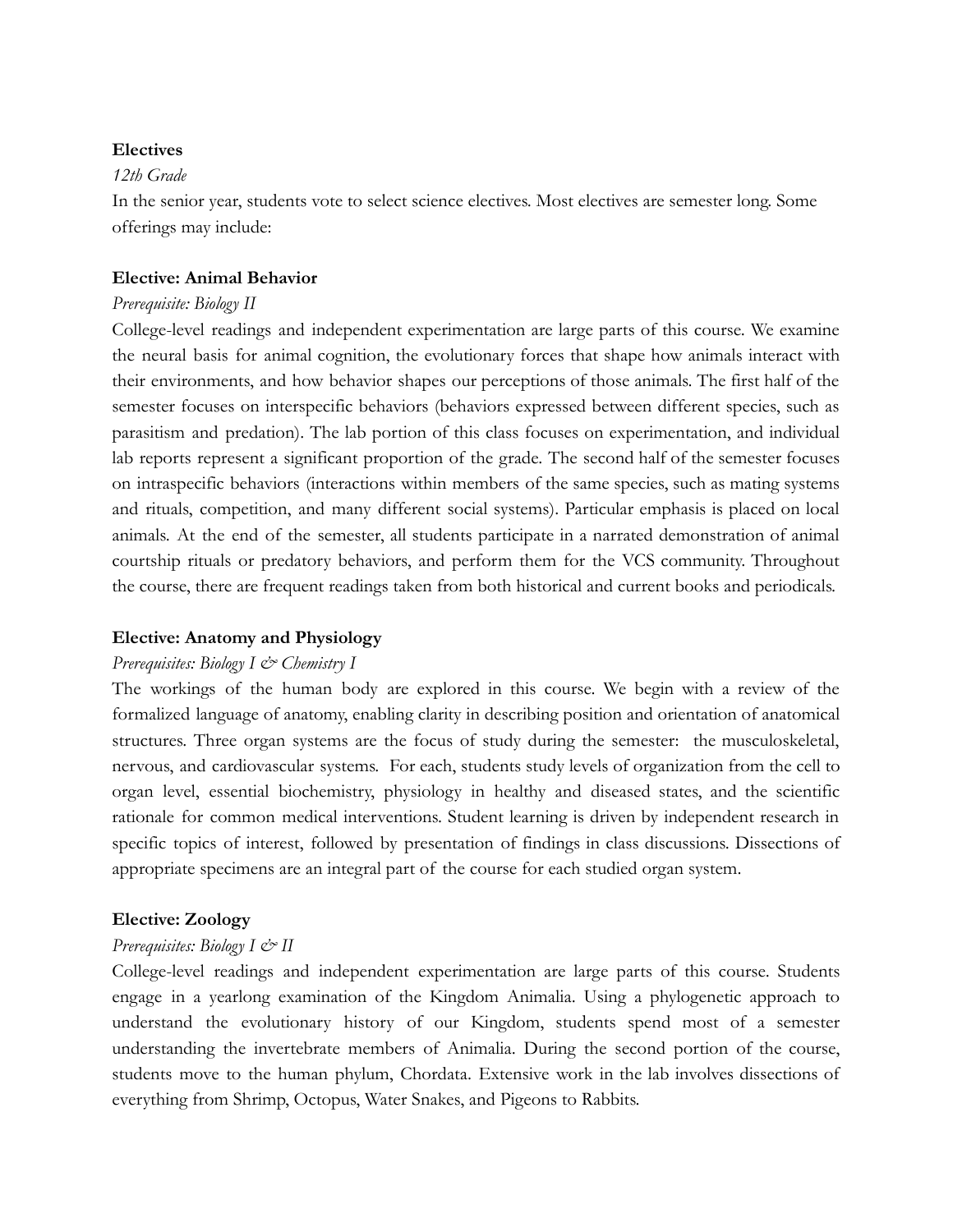**Electives**

*12th Grade*

In the senior year, students vote to select science electives. Most electives are semester long. Some offerings may include:

**Elective: Animal Behavior**

*Prerequisite: Biology II*

College-level readings and independent experimentation are large parts of this course. We examine the neural basis for animal cognition, the evolutionary forces that shape how animals interact with their environments, and how behavior shapes our perceptions of those animals. The first half of the semester focuses on interspecific behaviors (behaviors expressed between different species, such as parasitism and predation). The lab portion of this class focuses on experimentation, and individual lab reports represent a significant proportion of the grade. The second half of the semester focuses on intraspecific behaviors (interactions within members of the same species, such as mating systems and rituals, competition, and many different social systems). Particular emphasis is placed on local animals. At the end of the semester, all students participate in a narrated demonstration of animal courtship rituals or predatory behaviors, and perform them for the VCS community. Throughout the course, there are frequent readings taken from both historical and current books and periodicals.

**Elective: Anatomy and Physiology**

*Prerequisites: Biology I & Chemistry I*

The workings of the human body are explored in this course. We begin with a review of the formalized language of anatomy, enabling clarity in describing position and orientation of anatomical structures. Three organ systems are the focus of study during the semester: the musculoskeletal, nervous, and cardiovascular systems. For each, students study levels of organization from the cell to organ level, essential biochemistry, physiology in healthy and diseased states, and the scientific rationale for common medical interventions. Student learning is driven by independent research in specific topics of interest, followed by presentation of findings in class discussions. Dissections of appropriate specimens are an integral part of the course for each studied organ system.

**Elective: Zoology**

*Prerequisites: Biology I & II*

College-level readings and independent experimentation are large parts of this course. Students engage in a yearlong examination of the Kingdom Animalia. Using a phylogenetic approach to understand the evolutionary history of our Kingdom, students spend most of a semester understanding the invertebrate members of Animalia. During the second portion of the course, students move to the human phylum, Chordata. Extensive work in the lab involves dissections of everything from Shrimp, Octopus, Water Snakes, and Pigeons to Rabbits.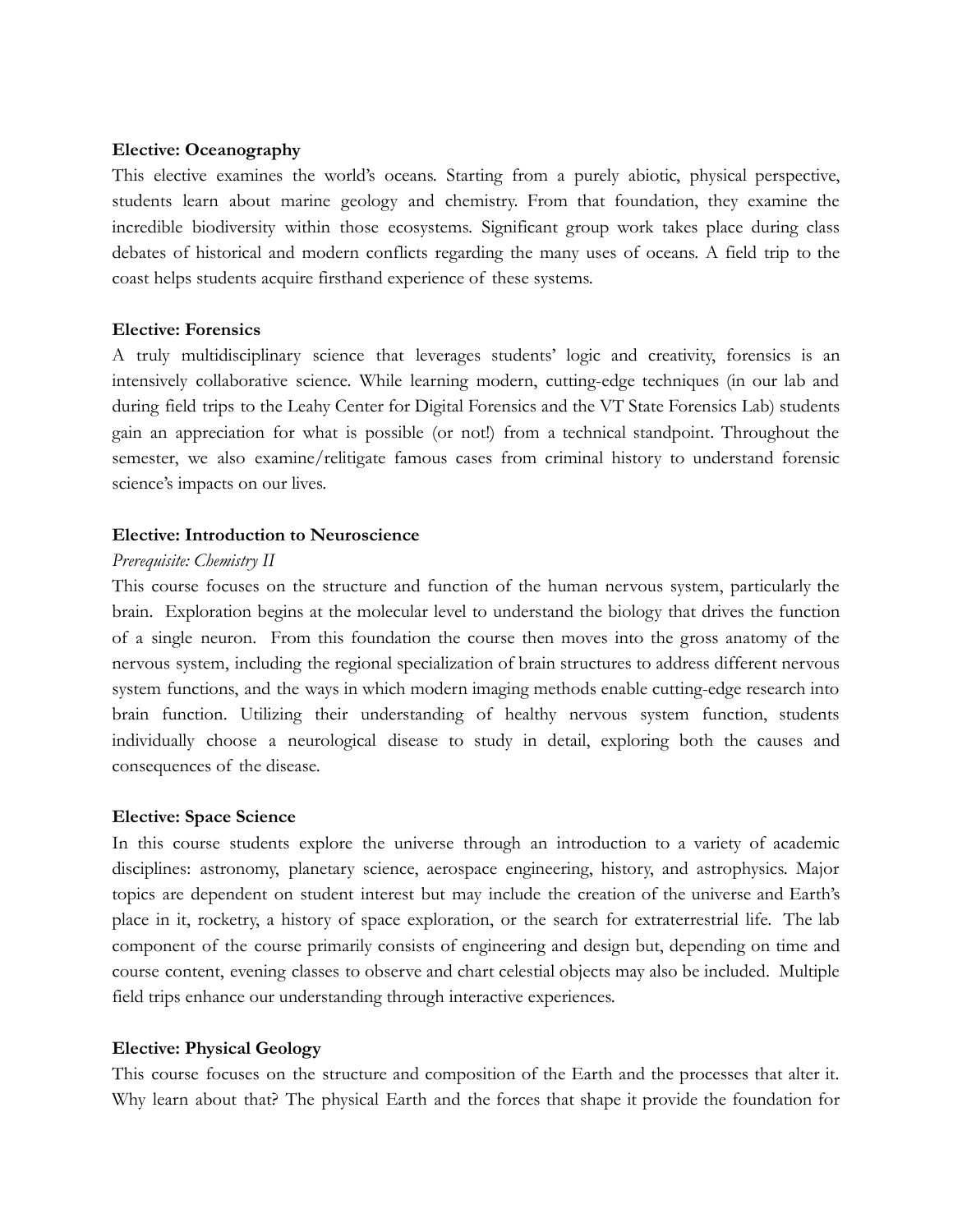**Elective: Oceanography**

This elective examines the world's oceans. Starting from a purely abiotic, physical perspective, students learn about marine geology and chemistry. From that foundation, they examine the incredible biodiversity within those ecosystems. Significant group work takes place during class debates of historical and modern conflicts regarding the many uses of oceans. A field trip to the coast helps students acquire firsthand experience of these systems.

**Elective: Forensics**

A truly multidisciplinary science that leverages students' logic and creativity, forensics is an intensively collaborative science. While learning modern, cutting-edge techniques (in our lab and during field trips to the Leahy Center for Digital Forensics and the VT State Forensics Lab) students gain an appreciation for what is possible (or not!) from a technical standpoint. Throughout the semester, we also examine/relitigate famous cases from criminal history to understand forensic science's impacts on our lives.

**Elective: Introduction to Neuroscience**

*Prerequisite: Chemistry II*

This course focuses on the structure and function of the human nervous system, particularly the brain. Exploration begins at the molecular level to understand the biology that drives the function of a single neuron. From this foundation the course then moves into the gross anatomy of the nervous system, including the regional specialization of brain structures to address different nervous system functions, and the ways in which modern imaging methods enable cutting-edge research into brain function. Utilizing their understanding of healthy nervous system function, students individually choose a neurological disease to study in detail, exploring both the causes and consequences of the disease.

**Elective: Space Science**

In this course students explore the universe through an introduction to a variety of academic disciplines: astronomy, planetary science, aerospace engineering, history, and astrophysics. Major topics are dependent on student interest but may include the creation of the universe and Earth's place in it, rocketry, a history of space exploration, or the search for extraterrestrial life. The lab component of the course primarily consists of engineering and design but, depending on time and course content, evening classes to observe and chart celestial objects may also be included. Multiple field trips enhance our understanding through interactive experiences.

**Elective: Physical Geology**

This course focuses on the structure and composition of the Earth and the processes that alter it. Why learn about that? The physical Earth and the forces that shape it provide the foundation for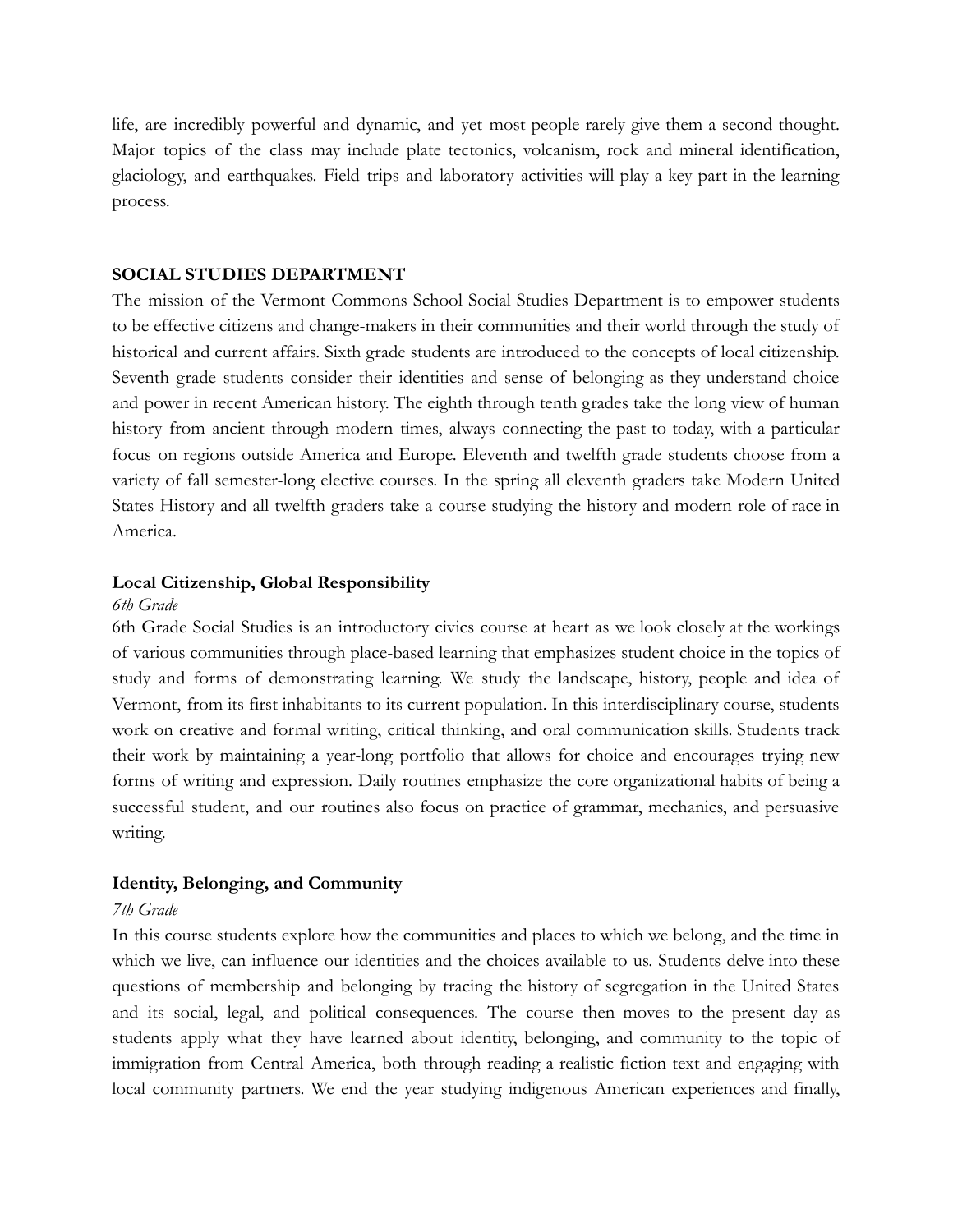life, are incredibly powerful and dynamic, and yet most people rarely give them a second thought. Major topics of the class may include plate tectonics, volcanism, rock and mineral identification, glaciology, and earthquakes. Field trips and laboratory activities will play a key part in the learning process.

## SOCIAL STUDIES DEPARTMENT

The mission of the Vermont Commons School Social Studies Department is to empower students to be effective citizens and change-makers in their communities and their world through the study of historical and current affairs. Sixth grade students are introduced to the concepts of local citizenship. Seventh grade students consider their identities and sense of belonging as they understand choice and power in recent American history. The eighth through tenth grades take the long view of human history from ancient through modern times, always connecting the past to today, with a particular focus on regions outside America and Europe. Eleventh and twelfth grade students choose from a variety of fall semester-long elective courses. In the spring all eleventh graders take Modern United States History and all twelfth graders take a course studying the history and modern role of race in America.

### Local Citizenship, Global Responsibility

*6th Grade*

6th Grade Social Studies is an introductory civics course at heart as we look closely at the workings of various communities through place-based learning that emphasizes student choice in the topics of study and forms of demonstrating learning. We study the landscape, history, people and idea of Vermont, from its first inhabitants to its current population. In this interdisciplinary course, students work on creative and formal writing, critical thinking, and oral communication skills. Students track their work by maintaining a year-long portfolio that allows for choice and encourages trying new forms of writing and expression. Daily routines emphasize the core organizational habits of being a successful student, and our routines also focus on practice of grammar, mechanics, and persuasive writing.

### Identity, Belonging, and Community

*7th Grade*

In this course students explore how the communities and places to which we belong, and the time in which we live, can influence our identities and the choices available to us. Students delve into these questions of membership and belonging by tracing the history of segregation in the United States and its social, legal, and political consequences. The course then moves to the present day as students apply what they have learned about identity, belonging, and community to the topic of immigration from Central America, both through reading a realistic fiction text and engaging with local community partners. We end the year studying indigenous American experiences and finally,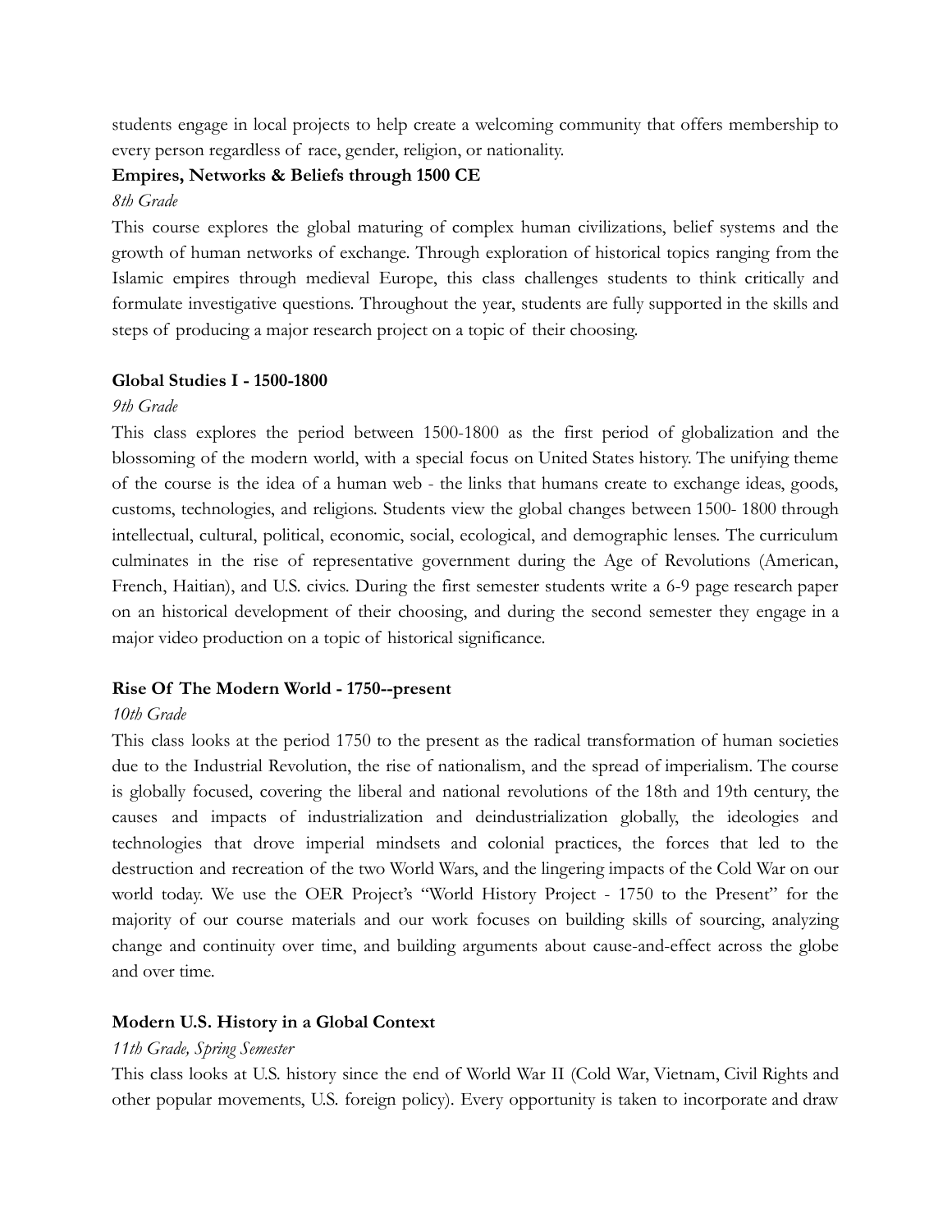students engage in local projects to help create a welcoming community that offers membership to every person regardless of race, gender, religion, or nationality.

**Empires, Networks & Beliefs through 1500 CE**

*8th Grade*

This course explores the global maturing of complex human civilizations, belief systems and the growth of human networks of exchange. Through exploration of historical topics ranging from the Islamic empires through medieval Europe, this class challenges students to think critically and formulate investigative questions. Throughout the year, students are fully supported in the skills and steps of producing a major research project on a topic of their choosing.

**Global Studies I - 1500-1800**

*9th Grade*

This class explores the period between 1500-1800 as the first period of globalization and the blossoming of the modern world, with a special focus on United States history. The unifying theme of the course is the idea of a human web - the links that humans create to exchange ideas, goods, customs, technologies, and religions. Students view the global changes between 1500- 1800 through intellectual, cultural, political, economic, social, ecological, and demographic lenses. The curriculum culminates in the rise of representative government during the Age of Revolutions (American, French, Haitian), and U.S. civics. During the first semester students write a 6-9 page research paper on an historical development of their choosing, and during the second semester they engage in a major video production on a topic of historical significance.

**Rise Of The Modern World - 1750--present**

*10th Grade*

This class looks at the period 1750 to the present as the radical transformation of human societies due to the Industrial Revolution, the rise of nationalism, and the spread of imperialism. The course is globally focused, covering the liberal and national revolutions of the 18th and 19th century, the causes and impacts of industrialization and deindustrialization globally, the ideologies and technologies that drove imperial mindsets and colonial practices, the forces that led to the destruction and recreation of the two World Wars, and the lingering impacts of the Cold War on our world today. We use the OER Project's "World History Project - 1750 to the Present" for the majority of our course materials and our work focuses on building skills of sourcing, analyzing change and continuity over time, and building arguments about cause-and-effect across the globe and over time.

**Modern U.S. History in a Global Context**

*11th Grade, Spring Semester*

This class looks at U.S. history since the end of World War II (Cold War, Vietnam, Civil Rights and other popular movements, U.S. foreign policy). Every opportunity is taken to incorporate and draw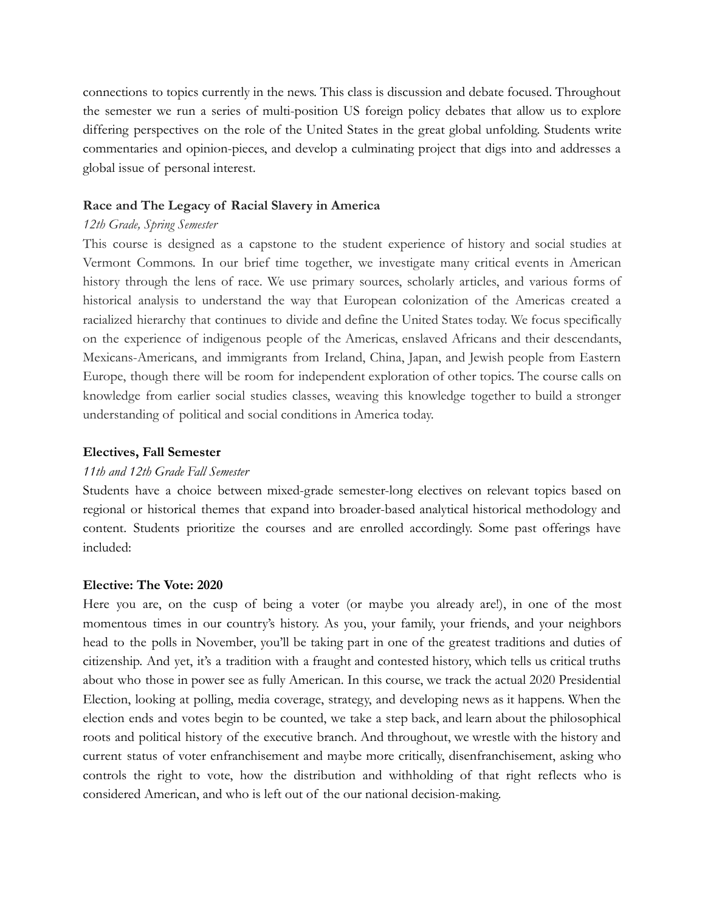connections to topics currently in the news. This class is discussion and debate focused. Throughout the semester we run a series of multi-position US foreign policy debates that allow us to explore differing perspectives on the role of the United States in the great global unfolding. Students write commentaries and opinion-pieces, and develop a culminating project that digs into and addresses a global issue of personal interest.

**Race and The Legacy of Racial Slavery in America**

*12th Grade, Spring Semester*

This course is designed as a capstone to the student experience of history and social studies at Vermont Commons. In our brief time together, we investigate many critical events in American history through the lens of race. We use primary sources, scholarly articles, and various forms of historical analysis to understand the way that European colonization of the Americas created a racialized hierarchy that continues to divide and define the United States today. We focus specifically on the experience of indigenous people of the Americas, enslaved Africans and their descendants, Mexicans-Americans, and immigrants from Ireland, China, Japan, and Jewish people from Eastern Europe, though there will be room for independent exploration of other topics. The course calls on knowledge from earlier social studies classes, weaving this knowledge together to build a stronger understanding of political and social conditions in America today.

**Electives, Fall Semester**

*11th and 12th Grade Fall Semester*

Students have a choice between mixed-grade semester-long electives on relevant topics based on regional or historical themes that expand into broader-based analytical historical methodology and content. Students prioritize the courses and are enrolled accordingly. Some past offerings have included:

**Elective: The Vote: 2020**

Here you are, on the cusp of being a voter (or maybe you already are!), in one of the most momentous times in our country's history. As you, your family, your friends, and your neighbors head to the polls in November, you'll be taking part in one of the greatest traditions and duties of citizenship. And yet, it's a tradition with a fraught and contested history, which tells us critical truths about who those in power see as fully American. In this course, we track the actual 2020 Presidential Election, looking at polling, media coverage, strategy, and developing news as it happens. When the election ends and votes begin to be counted, we take a step back, and learn about the philosophical roots and political history of the executive branch. And throughout, we wrestle with the history and current status of voter enfranchisement and maybe more critically, disenfranchisement, asking who controls the right to vote, how the distribution and withholding of that right reflects who is considered American, and who is left out of the our national decision-making.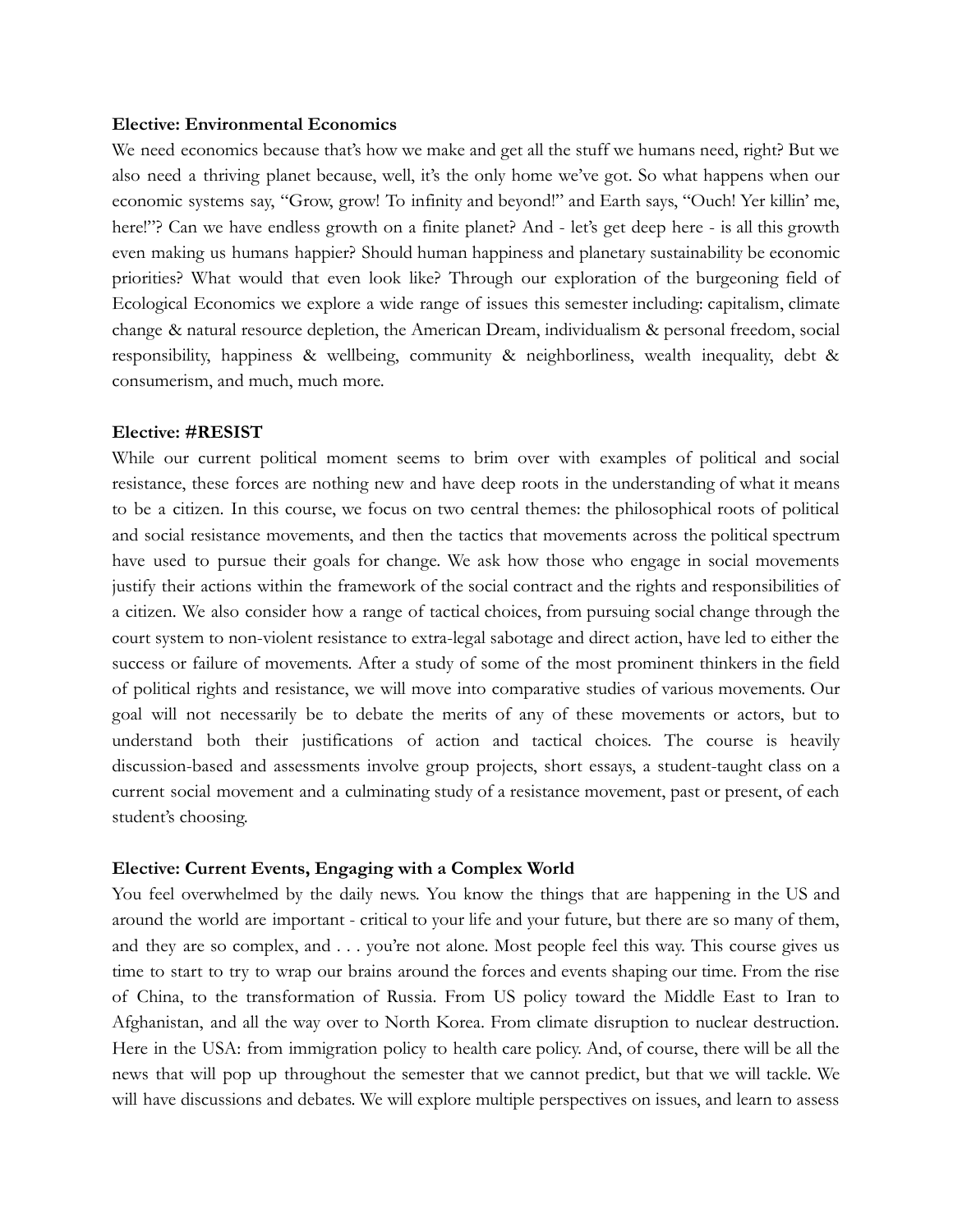**Elective: Environmental Economics**

We need economics because that's how we make and get all the stuff we humans need, right? But we also need a thriving planet because, well, it's the only home we've got. So what happens when our economic systems say, "Grow, grow! To infinity and beyond!" and Earth says, "Ouch! Yer killin' me, here!"? Can we have endless growth on a finite planet? And - let's get deep here - is all this growth even making us humans happier? Should human happiness and planetary sustainability be economic priorities? What would that even look like? Through our exploration of the burgeoning field of Ecological Economics we explore a wide range of issues this semester including: capitalism, climate change & natural resource depletion, the American Dream, individualism & personal freedom, social responsibility, happiness & wellbeing, community & neighborliness, wealth inequality, debt & consumerism, and much, much more.

**Elective: #RESIST**

While our current political moment seems to brim over with examples of political and social resistance, these forces are nothing new and have deep roots in the understanding of what it means to be a citizen. In this course, we focus on two central themes: the philosophical roots of political and social resistance movements, and then the tactics that movements across the political spectrum have used to pursue their goals for change. We ask how those who engage in social movements justify their actions within the framework of the social contract and the rights and responsibilities of a citizen. We also consider how a range of tactical choices, from pursuing social change through the court system to non-violent resistance to extra-legal sabotage and direct action, have led to either the success or failure of movements. After a study of some of the most prominent thinkers in the field of political rights and resistance, we will move into comparative studies of various movements. Our goal will not necessarily be to debate the merits of any of these movements or actors, but to understand both their justifications of action and tactical choices. The course is heavily discussion-based and assessments involve group projects, short essays, a student-taught class on a current social movement and a culminating study of a resistance movement, past or present, of each student's choosing.

**Elective: Current Events, Engaging with a Complex World**

You feel overwhelmed by the daily news. You know the things that are happening in the US and around the world are important - critical to your life and your future, but there are so many of them, and they are so complex, and . . . you're not alone. Most people feel this way. This course gives us time to start to try to wrap our brains around the forces and events shaping our time. From the rise of China, to the transformation of Russia. From US policy toward the Middle East to Iran to Afghanistan, and all the way over to North Korea. From climate disruption to nuclear destruction. Here in the USA: from immigration policy to health care policy. And, of course, there will be all the news that will pop up throughout the semester that we cannot predict, but that we will tackle. We will have discussions and debates. We will explore multiple perspectives on issues, and learn to assess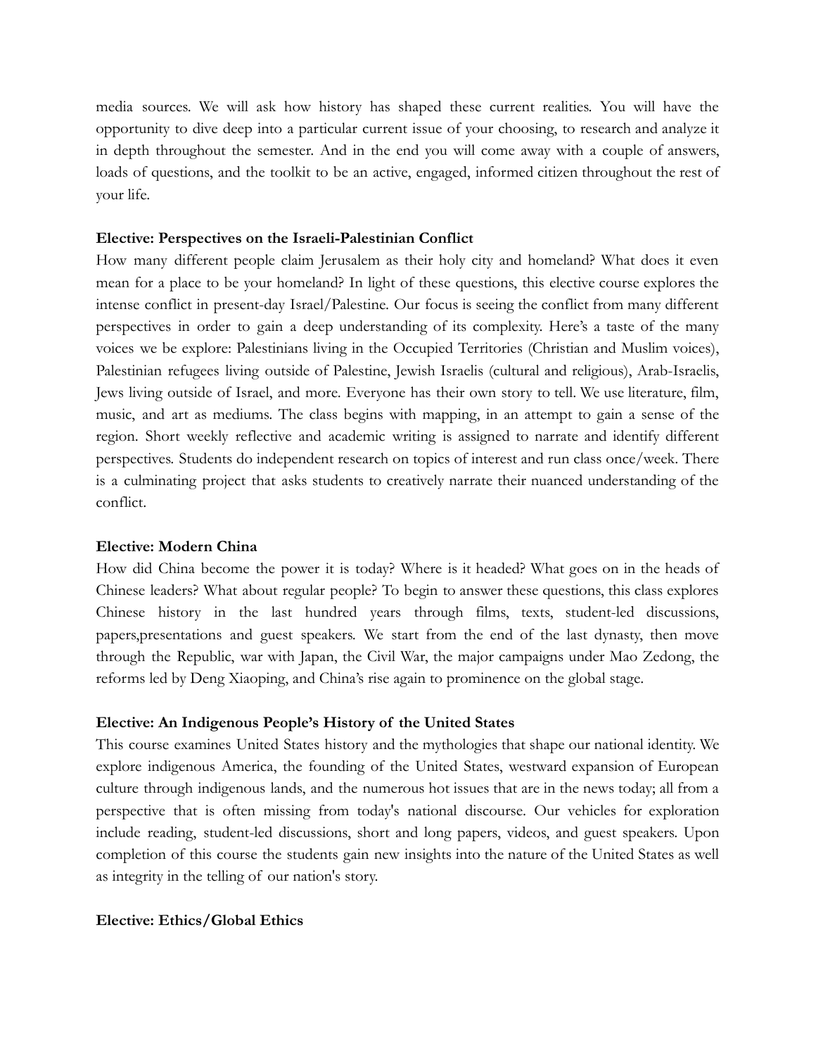media sources. We will ask how history has shaped these current realities. You will have the opportunity to dive deep into a particular current issue of your choosing, to research and analyze it in depth throughout the semester. And in the end you will come away with a couple of answers, loads of questions, and the toolkit to be an active, engaged, informed citizen throughout the rest of your life.

**Elective: Perspectives on the Israeli-Palestinian Conflict**

How many different people claim Jerusalem as their holy city and homeland? What does it even mean for a place to be your homeland? In light of these questions, this elective course explores the intense conflict in present-day Israel/Palestine. Our focus is seeing the conflict from many different perspectives in order to gain a deep understanding of its complexity. Here's a taste of the many voices we be explore: Palestinians living in the Occupied Territories (Christian and Muslim voices), Palestinian refugees living outside of Palestine, Jewish Israelis (cultural and religious), Arab-Israelis, Jews living outside of Israel, and more. Everyone has their own story to tell. We use literature, film, music, and art as mediums. The class begins with mapping, in an attempt to gain a sense of the region. Short weekly reflective and academic writing is assigned to narrate and identify different perspectives. Students do independent research on topics of interest and run class once/week. There is a culminating project that asks students to creatively narrate their nuanced understanding of the conflict.

**Elective: Modern China**

How did China become the power it is today? Where is it headed? What goes on in the heads of Chinese leaders? What about regular people? To begin to answer these questions, this class explores Chinese history in the last hundred years through films, texts, student-led discussions, papers,presentations and guest speakers. We start from the end of the last dynasty, then move through the Republic, war with Japan, the Civil War, the major campaigns under Mao Zedong, the reforms led by Deng Xiaoping, and China's rise again to prominence on the global stage.

**Elective: An Indigenous People's History of the United States**

This course examines United States history and the mythologies that shape our national identity. We explore indigenous America, the founding of the United States, westward expansion of European culture through indigenous lands, and the numerous hot issues that are in the news today; all from a perspective that is often missing from today's national discourse. Our vehicles for exploration include reading, student-led discussions, short and long papers, videos, and guest speakers. Upon completion of this course the students gain new insights into the nature of the United States as well as integrity in the telling of our nation's story.

**Elective: Ethics/Global Ethics**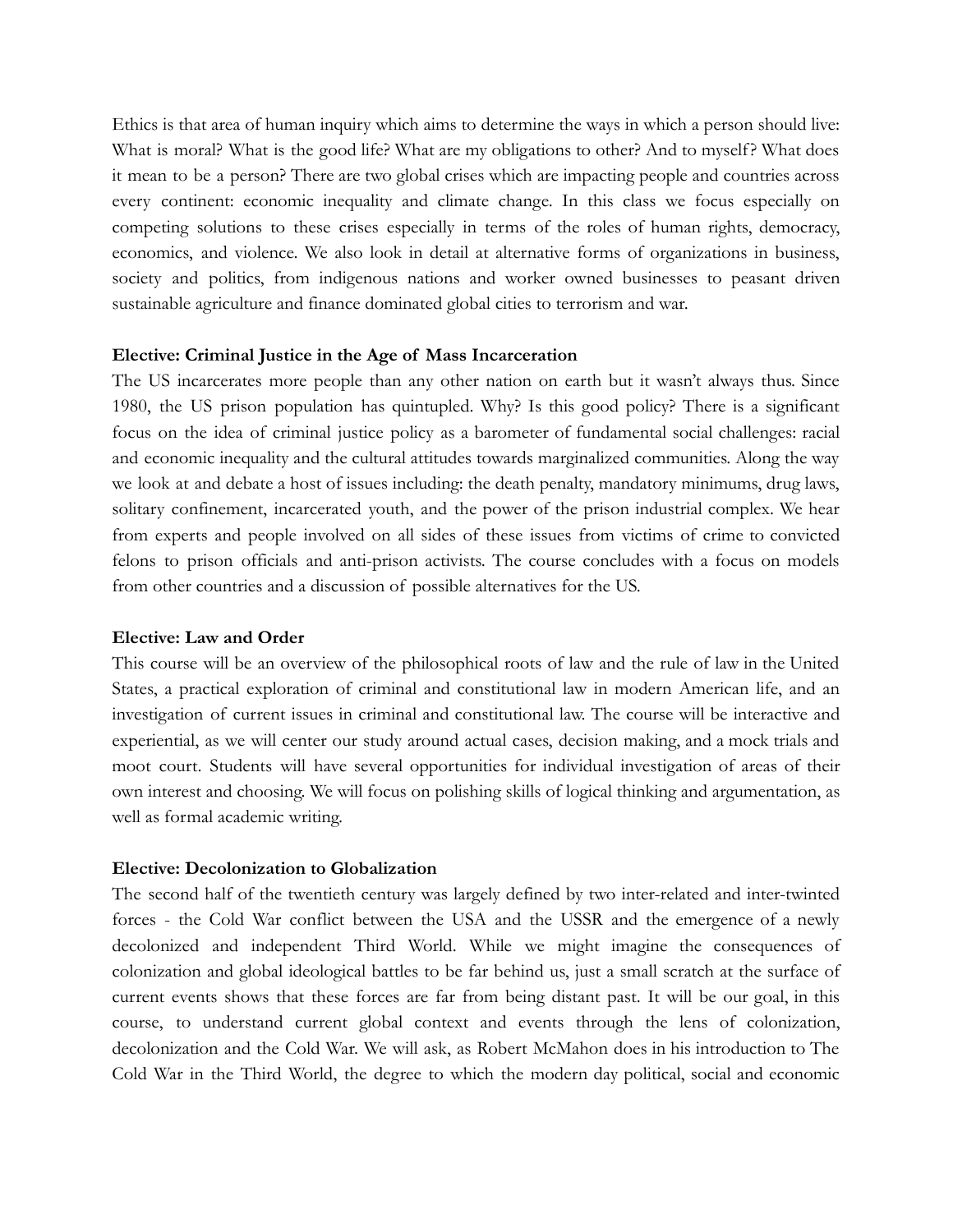Ethics is that area of human inquiry which aims to determine the ways in which a person should live: What is moral? What is the good life? What are my obligations to other? And to myself? What does it mean to be a person? There are two global crises which are impacting people and countries across every continent: economic inequality and climate change. In this class we focus especially on competing solutions to these crises especially in terms of the roles of human rights, democracy, economics, and violence. We also look in detail at alternative forms of organizations in business, society and politics, from indigenous nations and worker owned businesses to peasant driven sustainable agriculture and finance dominated global cities to terrorism and war.

**Elective: Criminal Justice in the Age of Mass Incarceration**

The US incarcerates more people than any other nation on earth but it wasn't always thus. Since 1980, the US prison population has quintupled. Why? Is this good policy? There is a significant focus on the idea of criminal justice policy as a barometer of fundamental social challenges: racial and economic inequality and the cultural attitudes towards marginalized communities. Along the way we look at and debate a host of issues including: the death penalty, mandatory minimums, drug laws, solitary confinement, incarcerated youth, and the power of the prison industrial complex. We hear from experts and people involved on all sides of these issues from victims of crime to convicted felons to prison officials and anti-prison activists. The course concludes with a focus on models from other countries and a discussion of possible alternatives for the US.

**Elective: Law and Order**

This course will be an overview of the philosophical roots of law and the rule of law in the United States, a practical exploration of criminal and constitutional law in modern American life, and an investigation of current issues in criminal and constitutional law. The course will be interactive and experiential, as we will center our study around actual cases, decision making, and a mock trials and moot court. Students will have several opportunities for individual investigation of areas of their own interest and choosing. We will focus on polishing skills of logical thinking and argumentation, as well as formal academic writing.

**Elective: Decolonization to Globalization**

The second half of the twentieth century was largely defined by two inter-related and inter-twinted forces - the Cold War conflict between the USA and the USSR and the emergence of a newly decolonized and independent Third World. While we might imagine the consequences of colonization and global ideological battles to be far behind us, just a small scratch at the surface of current events shows that these forces are far from being distant past. It will be our goal, in this course, to understand current global context and events through the lens of colonization, decolonization and the Cold War. We will ask, as Robert McMahon does in his introduction to The Cold War in the Third World, the degree to which the modern day political, social and economic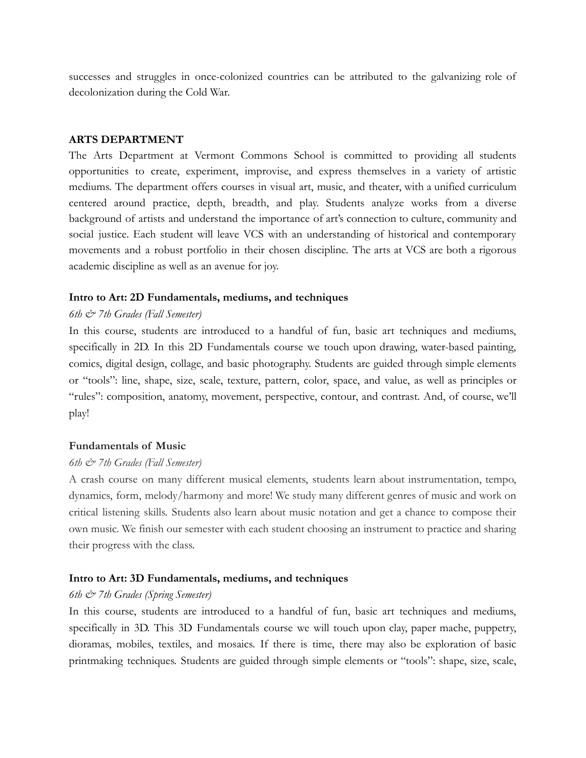successes and struggles in once-colonized countries can be attributed to the galvanizing role of decolonization during the Cold War.

## ARTS DEPARTMENT

The Arts Department at Vermont Commons School is committed to providing all students opportunities to create, experiment, improvise, and express themselves in a variety of artistic mediums. The department offers courses in visual art, music, and theater, with a unified curriculum centered around practice, depth, breadth, and play. Students analyze works from a diverse background of artists and understand the importance of art's connection to culture, community and social justice. Each student will leave VCS with an understanding of historical and contemporary movements and a robust portfolio in their chosen discipline. The arts at VCS are both a rigorous academic discipline as well as an avenue for joy.

### Intro to Art: 2D Fundamentals, mediums, and techniques

*6th & 7th Grades (Fall Semester)*

In this course, students are introduced to a handful of fun, basic art techniques and mediums, specifically in 2D. In this 2D Fundamentals course we touch upon drawing, water-based painting, comics, digital design, collage, and basic photography. Students are guided through simple elements or "tools": line, shape, size, scale, texture, pattern, color, space, and value, as well as principles or "rules": composition, anatomy, movement, perspective, contour, and contrast. And, of course, we'll play!

### Fundamentals of Music

*6th & 7th Grades (Fall Semester)*

A crash course on many different musical elements, students learn about instrumentation, tempo, dynamics, form, melody/harmony and more! We study many different genres of music and work on critical listening skills. Students also learn about music notation and get a chance to compose their own music. We finish our semester with each student choosing an instrument to practice and sharing their progress with the class.

### Intro to Art: 3D Fundamentals, mediums, and techniques

*6th & 7th Grades (Spring Semester)*

In this course, students are introduced to a handful of fun, basic art techniques and mediums, specifically in 3D. This 3D Fundamentals course we will touch upon clay, paper mache, puppetry, dioramas, mobiles, textiles, and mosaics. If there is time, there may also be exploration of basic printmaking techniques. Students are guided through simple elements or "tools": shape, size, scale,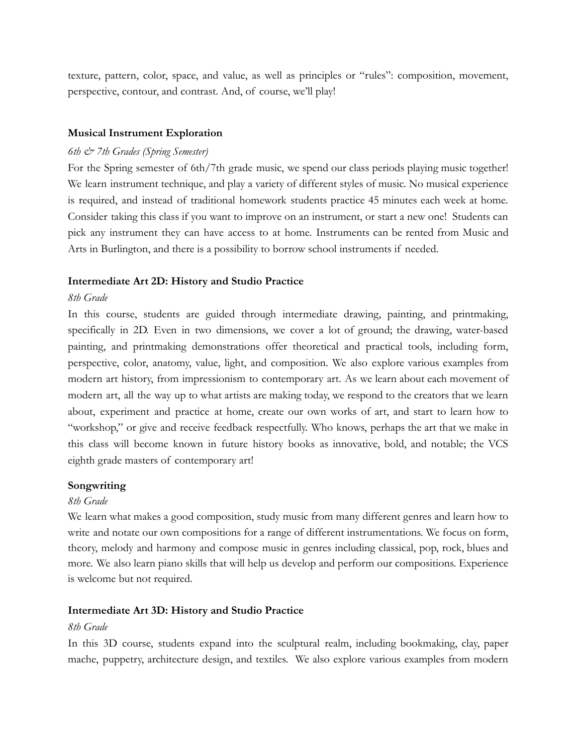texture, pattern, color, space, and value, as well as principles or "rules": composition, movement, perspective, contour, and contrast. And, of course, we'll play!

**Musical Instrument Exploration**

*6th & 7th Grades (Spring Semester)*

For the Spring semester of 6th/7th grade music, we spend our class periods playing music together! We learn instrument technique, and play a variety of different styles of music. No musical experience is required, and instead of traditional homework students practice 45 minutes each week at home. Consider taking this class if you want to improve on an instrument, or start a new one! Students can pick any instrument they can have access to at home. Instruments can be rented from Music and Arts in Burlington, and there is a possibility to borrow school instruments if needed.

**Intermediate Art 2D: History and Studio Practice**

*8th Grade*

In this course, students are guided through intermediate drawing, painting, and printmaking, specifically in 2D. Even in two dimensions, we cover a lot of ground; the drawing, water-based painting, and printmaking demonstrations offer theoretical and practical tools, including form, perspective, color, anatomy, value, light, and composition. We also explore various examples from modern art history, from impressionism to contemporary art. As we learn about each movement of modern art, all the way up to what artists are making today, we respond to the creators that we learn about, experiment and practice at home, create our own works of art, and start to learn how to "workshop," or give and receive feedback respectfully. Who knows, perhaps the art that we make in this class will become known in future history books as innovative, bold, and notable; the VCS eighth grade masters of contemporary art!

**Songwriting**

*8th Grade*

We learn what makes a good composition, study music from many different genres and learn how to write and notate our own compositions for a range of different instrumentations. We focus on form, theory, melody and harmony and compose music in genres including classical, pop, rock, blues and more. We also learn piano skills that will help us develop and perform our compositions. Experience is welcome but not required.

**Intermediate Art 3D: History and Studio Practice**

*8th Grade*

In this 3D course, students expand into the sculptural realm, including bookmaking, clay, paper mache, puppetry, architecture design, and textiles. We also explore various examples from modern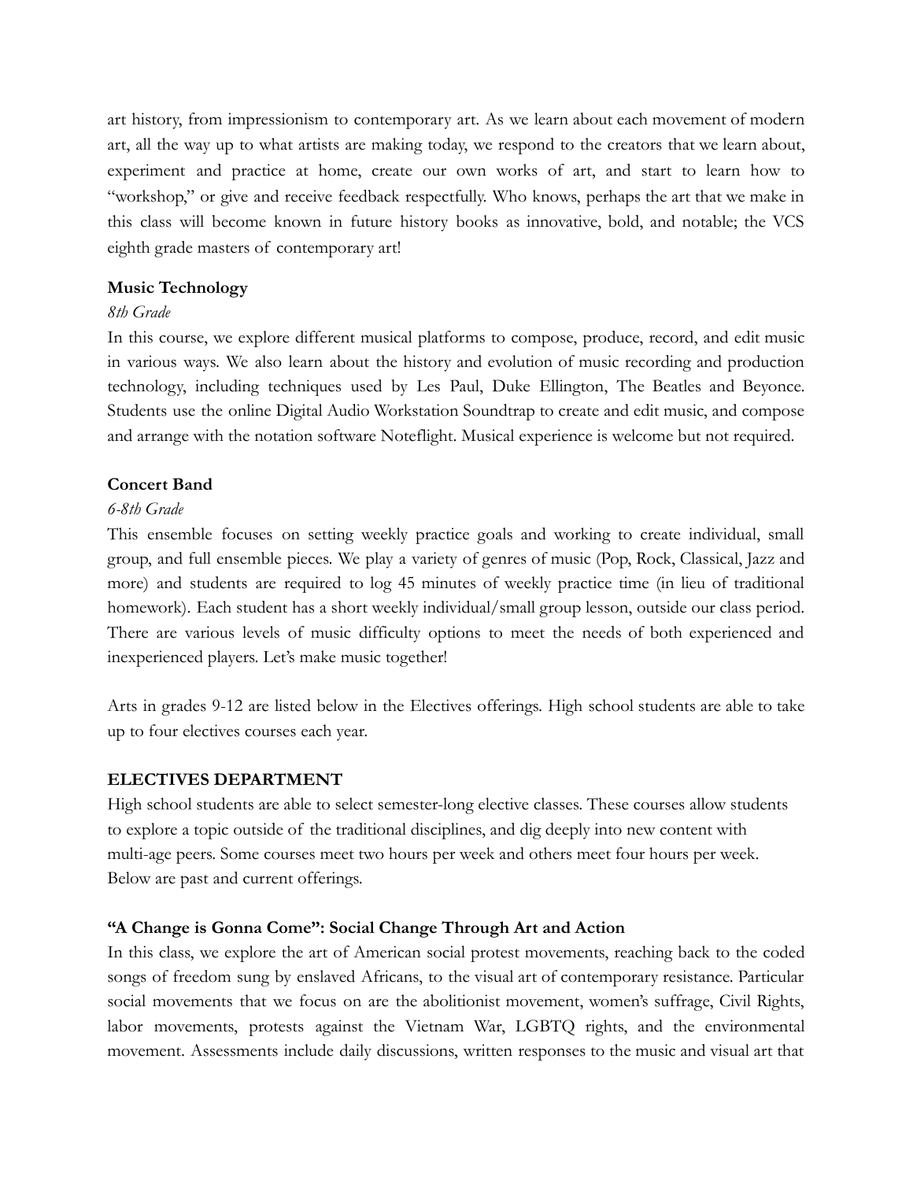art history, from impressionism to contemporary art. As we learn about each movement of modern art, all the way up to what artists are making today, we respond to the creators that we learn about, experiment and practice at home, create our own works of art, and start to learn how to "workshop," or give and receive feedback respectfully. Who knows, perhaps the art that we make in this class will become known in future history books as innovative, bold, and notable; the VCS eighth grade masters of contemporary art!

**Music Technology**

*8th Grade*

In this course, we explore different musical platforms to compose, produce, record, and edit music in various ways. We also learn about the history and evolution of music recording and production technology, including techniques used by Les Paul, Duke Ellington, The Beatles and Beyonce. Students use the online Digital Audio Workstation Soundtrap to create and edit music, and compose and arrange with the notation software Noteflight. Musical experience is welcome but not required.

**Concert Band**

*6-8th Grade*

This ensemble focuses on setting weekly practice goals and working to create individual, small group, and full ensemble pieces. We play a variety of genres of music (Pop, Rock, Classical, Jazz and more) and students are required to log 45 minutes of weekly practice time (in lieu of traditional homework). Each student has a short weekly individual/small group lesson, outside our class period. There are various levels of music difficulty options to meet the needs of both experienced and inexperienced players. Let's make music together!

Arts in grades 9-12 are listed below in the Electives offerings. High school students are able to take up to four electives courses each year.

## ELECTIVES DEPARTMENT

High school students are able to select semester-long elective classes. These courses allow students to explore a topic outside of the traditional disciplines, and dig deeply into new content with multi-age peers. Some courses meet two hours per week and others meet four hours per week. Below are past and current offerings.

**"A Change is Gonna Come": Social Change Through Art and Action**

In this class, we explore the art of American social protest movements, reaching back to the coded songs of freedom sung by enslaved Africans, to the visual art of contemporary resistance. Particular social movements that we focus on are the abolitionist movement, women's suffrage, Civil Rights, labor movements, protests against the Vietnam War, LGBTQ rights, and the environmental movement. Assessments include daily discussions, written responses to the music and visual art that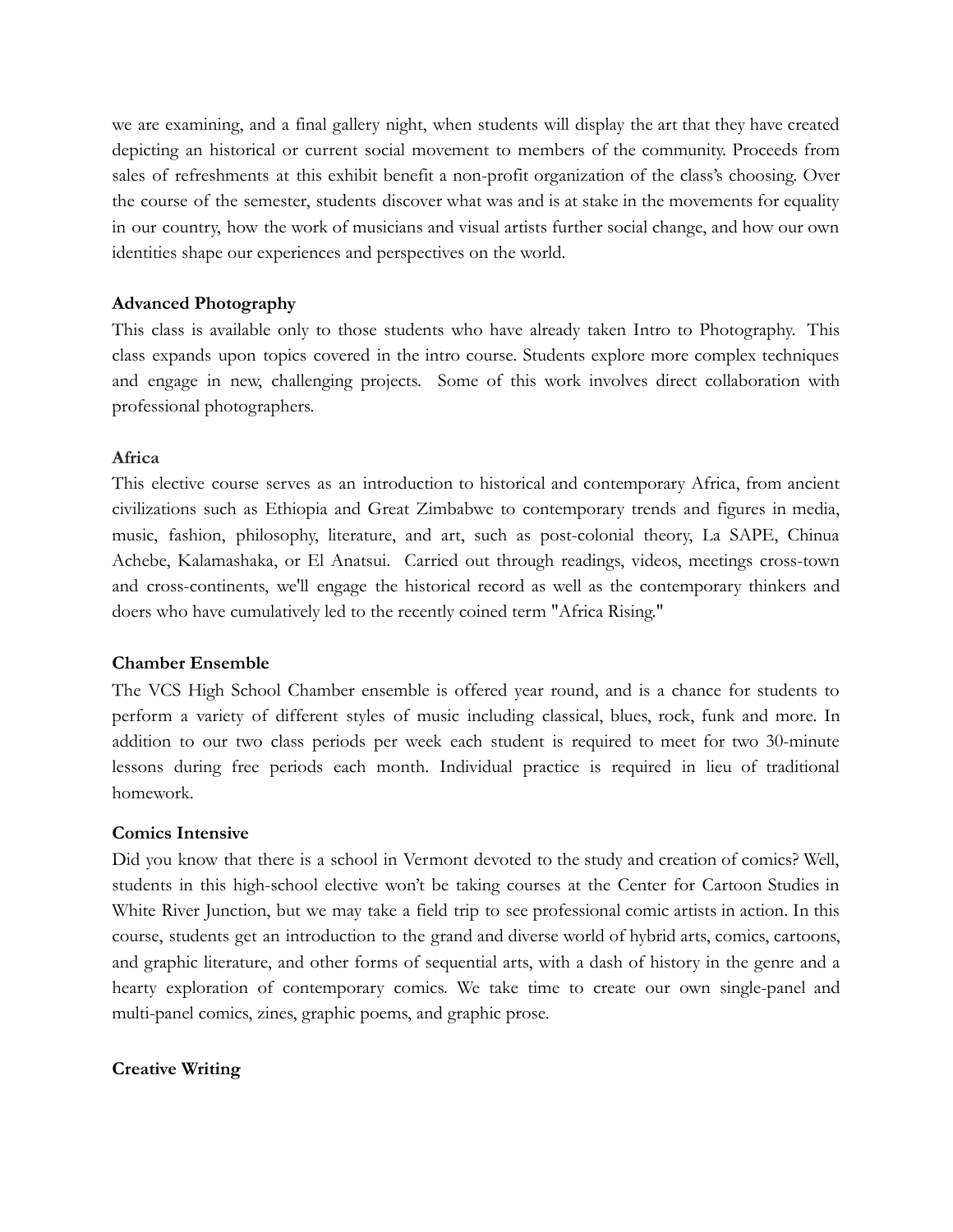we are examining, and a final gallery night, when students will display the art that they have created depicting an historical or current social movement to members of the community. Proceeds from sales of refreshments at this exhibit benefit a non-profit organization of the class's choosing. Over the course of the semester, students discover what was and is at stake in the movements for equality in our country, how the work of musicians and visual artists further social change, and how our own identities shape our experiences and perspectives on the world.

**Advanced Photography**

This class is available only to those students who have already taken Intro to Photography. This class expands upon topics covered in the intro course. Students explore more complex techniques and engage in new, challenging projects. Some of this work involves direct collaboration with professional photographers.

**Africa**

This elective course serves as an introduction to historical and contemporary Africa, from ancient civilizations such as Ethiopia and Great Zimbabwe to contemporary trends and figures in media, music, fashion, philosophy, literature, and art, such as post-colonial theory, La SAPE, Chinua Achebe, Kalamashaka, or El Anatsui. Carried out through readings, videos, meetings cross-town and cross-continents, we'll engage the historical record as well as the contemporary thinkers and doers who have cumulatively led to the recently coined term "Africa Rising."

**Chamber Ensemble**

The VCS High School Chamber ensemble is offered year round, and is a chance for students to perform a variety of different styles of music including classical, blues, rock, funk and more. In addition to our two class periods per week each student is required to meet for two 30-minute lessons during free periods each month. Individual practice is required in lieu of traditional homework.

**Comics Intensive**

Did you know that there is a school in Vermont devoted to the study and creation of comics? Well, students in this high-school elective won't be taking courses at the Center for Cartoon Studies in White River Junction, but we may take a field trip to see professional comic artists in action. In this course, students get an introduction to the grand and diverse world of hybrid arts, comics, cartoons, and graphic literature, and other forms of sequential arts, with a dash of history in the genre and a hearty exploration of contemporary comics. We take time to create our own single-panel and multi-panel comics, zines, graphic poems, and graphic prose.

**Creative Writing**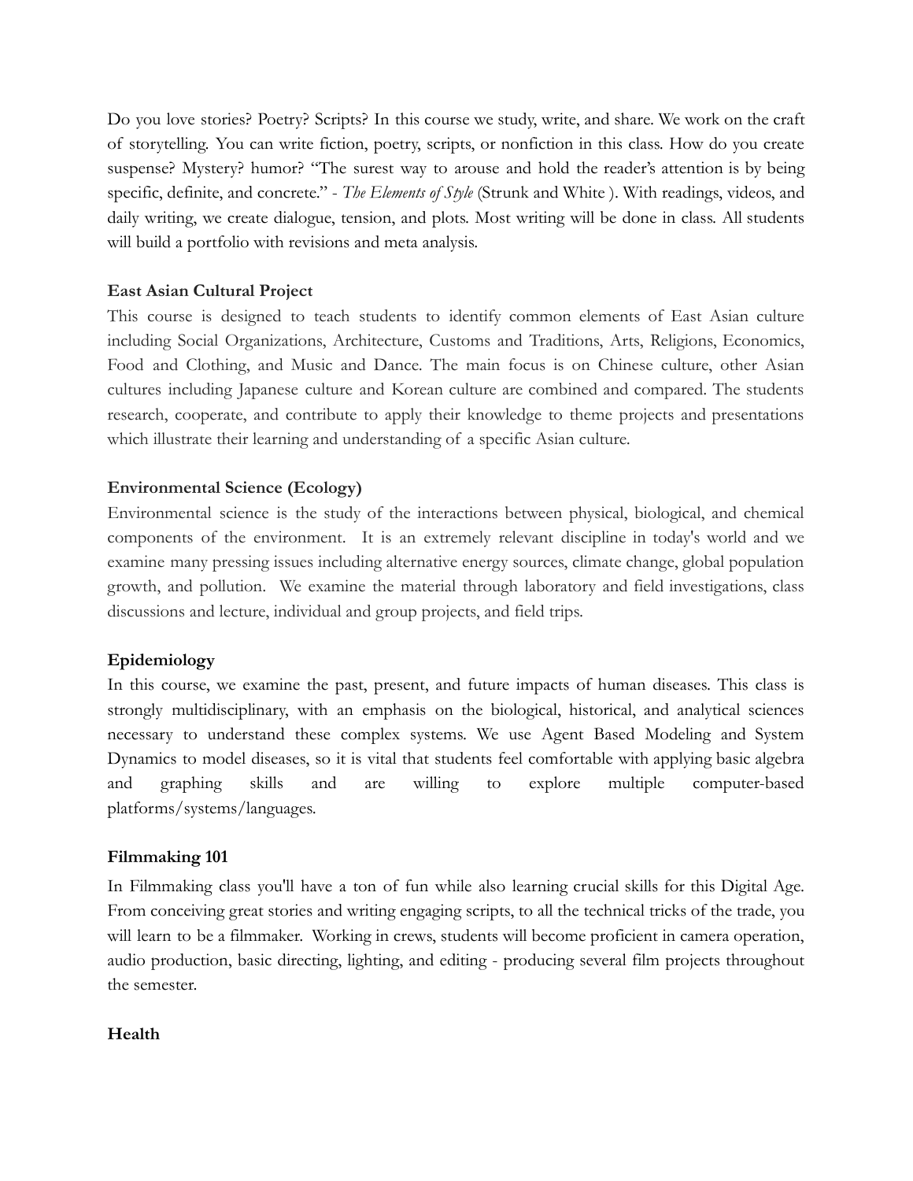Do you love stories? Poetry? Scripts? In this course we study, write, and share. We work on the craft of storytelling. You can write fiction, poetry, scripts, or nonfiction in this class. How do you create suspense? Mystery? humor? "The surest way to arouse and hold the reader's attention is by being specific, definite, and concrete." - *The Elements of Style* (Strunk and White ). With readings, videos, and daily writing, we create dialogue, tension, and plots. Most writing will be done in class. All students will build a portfolio with revisions and meta analysis.

**East Asian Cultural Project**

This course is designed to teach students to identify common elements of East Asian culture including Social Organizations, Architecture, Customs and Traditions, Arts, Religions, Economics, Food and Clothing, and Music and Dance. The main focus is on Chinese culture, other Asian cultures including Japanese culture and Korean culture are combined and compared. The students research, cooperate, and contribute to apply their knowledge to theme projects and presentations which illustrate their learning and understanding of a specific Asian culture.

**Environmental Science (Ecology)**

Environmental science is the study of the interactions between physical, biological, and chemical components of the environment. It is an extremely relevant discipline in today's world and we examine many pressing issues including alternative energy sources, climate change, global population growth, and pollution. We examine the material through laboratory and field investigations, class discussions and lecture, individual and group projects, and field trips.

**Epidemiology**

In this course, we examine the past, present, and future impacts of human diseases. This class is strongly multidisciplinary, with an emphasis on the biological, historical, and analytical sciences necessary to understand these complex systems. We use Agent Based Modeling and System Dynamics to model diseases, so it is vital that students feel comfortable with applying basic algebra and graphing skills and are willing to explore multiple computer-based platforms/systems/languages.

**Filmmaking 101**

In Filmmaking class you'll have a ton of fun while also learning crucial skills for this Digital Age. From conceiving great stories and writing engaging scripts, to all the technical tricks of the trade, you will learn to be a filmmaker. Working in crews, students will become proficient in camera operation, audio production, basic directing, lighting, and editing - producing several film projects throughout the semester.

**Health**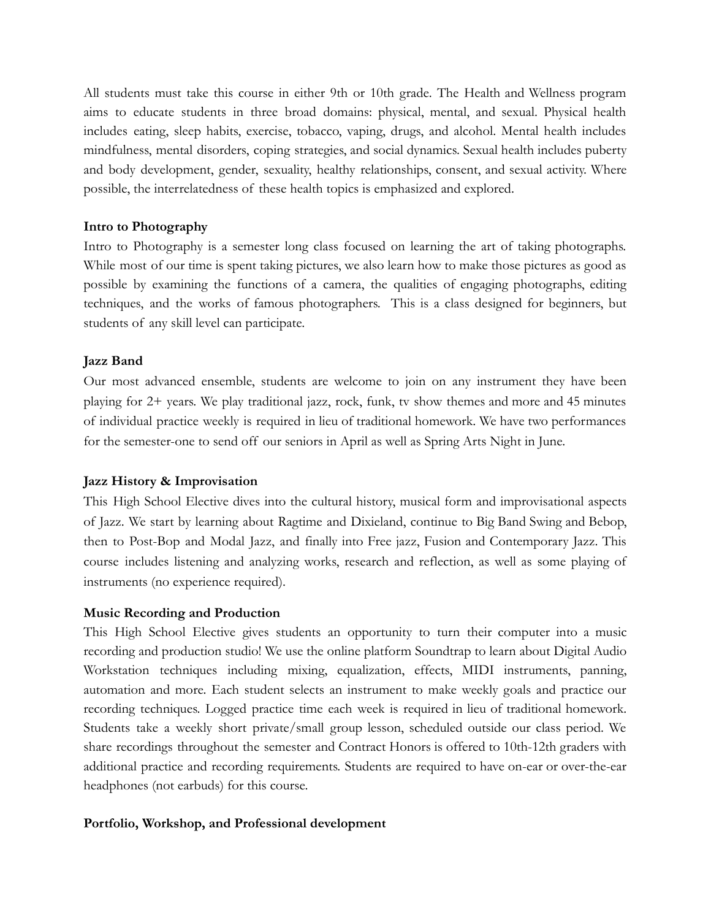All students must take this course in either 9th or 10th grade. The Health and Wellness program aims to educate students in three broad domains: physical, mental, and sexual. Physical health includes eating, sleep habits, exercise, tobacco, vaping, drugs, and alcohol. Mental health includes mindfulness, mental disorders, coping strategies, and social dynamics. Sexual health includes puberty and body development, gender, sexuality, healthy relationships, consent, and sexual activity. Where possible, the interrelatedness of these health topics is emphasized and explored.

**Intro to Photography**

Intro to Photography is a semester long class focused on learning the art of taking photographs. While most of our time is spent taking pictures, we also learn how to make those pictures as good as possible by examining the functions of a camera, the qualities of engaging photographs, editing techniques, and the works of famous photographers. This is a class designed for beginners, but students of any skill level can participate.

**Jazz Band**

Our most advanced ensemble, students are welcome to join on any instrument they have been playing for 2+ years. We play traditional jazz, rock, funk, tv show themes and more and 45 minutes of individual practice weekly is required in lieu of traditional homework. We have two performances for the semester-one to send off our seniors in April as well as Spring Arts Night in June.

**Jazz History & Improvisation**

This High School Elective dives into the cultural history, musical form and improvisational aspects of Jazz. We start by learning about Ragtime and Dixieland, continue to Big Band Swing and Bebop, then to Post-Bop and Modal Jazz, and finally into Free jazz, Fusion and Contemporary Jazz. This course includes listening and analyzing works, research and reflection, as well as some playing of instruments (no experience required).

**Music Recording and Production**

This High School Elective gives students an opportunity to turn their computer into a music recording and production studio! We use the online platform Soundtrap to learn about Digital Audio Workstation techniques including mixing, equalization, effects, MIDI instruments, panning, automation and more. Each student selects an instrument to make weekly goals and practice our recording techniques. Logged practice time each week is required in lieu of traditional homework. Students take a weekly short private/small group lesson, scheduled outside our class period. We share recordings throughout the semester and Contract Honors is offered to 10th-12th graders with additional practice and recording requirements. Students are required to have on-ear or over-the-ear headphones (not earbuds) for this course.

**Portfolio, Workshop, and Professional development**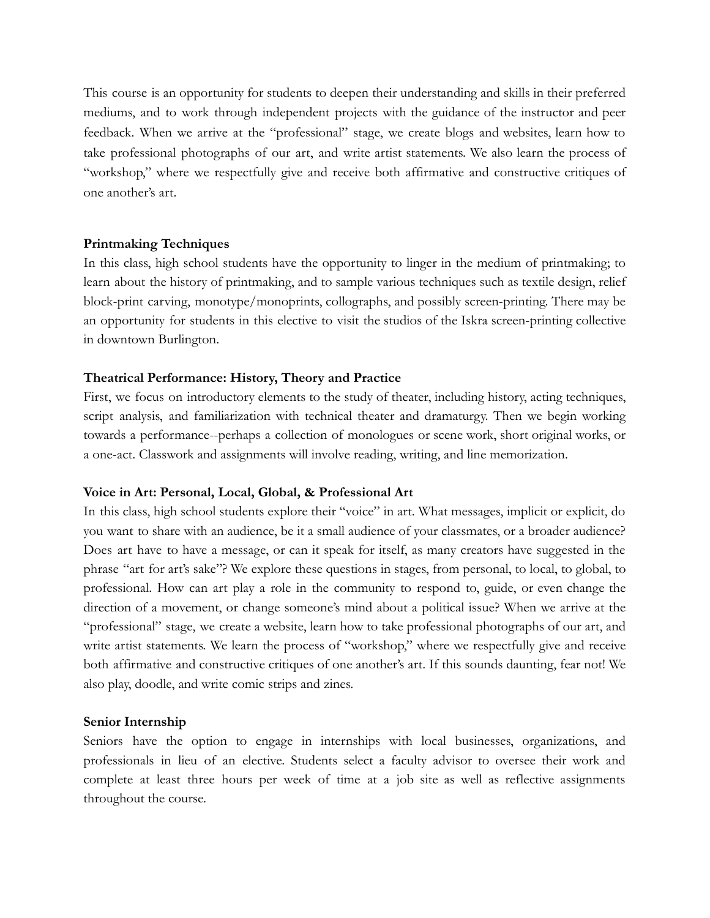This course is an opportunity for students to deepen their understanding and skills in their preferred mediums, and to work through independent projects with the guidance of the instructor and peer feedback. When we arrive at the "professional" stage, we create blogs and websites, learn how to take professional photographs of our art, and write artist statements. We also learn the process of "workshop," where we respectfully give and receive both affirmative and constructive critiques of one another's art.

**Printmaking Techniques**

In this class, high school students have the opportunity to linger in the medium of printmaking; to learn about the history of printmaking, and to sample various techniques such as textile design, relief block-print carving, monotype/monoprints, collographs, and possibly screen-printing. There may be an opportunity for students in this elective to visit the studios of the Iskra screen-printing collective in downtown Burlington.

**Theatrical Performance: History, Theory and Practice**

First, we focus on introductory elements to the study of theater, including history, acting techniques, script analysis, and familiarization with technical theater and dramaturgy. Then we begin working towards a performance--perhaps a collection of monologues or scene work, short original works, or a one-act. Classwork and assignments will involve reading, writing, and line memorization.

**Voice in Art: Personal, Local, Global, & Professional Art**

In this class, high school students explore their "voice" in art. What messages, implicit or explicit, do you want to share with an audience, be it a small audience of your classmates, or a broader audience? Does art have to have a message, or can it speak for itself, as many creators have suggested in the phrase "art for art's sake"? We explore these questions in stages, from personal, to local, to global, to professional. How can art play a role in the community to respond to, guide, or even change the direction of a movement, or change someone's mind about a political issue? When we arrive at the "professional" stage, we create a website, learn how to take professional photographs of our art, and write artist statements. We learn the process of "workshop," where we respectfully give and receive both affirmative and constructive critiques of one another's art. If this sounds daunting, fear not! We also play, doodle, and write comic strips and zines.

**Senior Internship**

Seniors have the option to engage in internships with local businesses, organizations, and professionals in lieu of an elective. Students select a faculty advisor to oversee their work and complete at least three hours per week of time at a job site as well as reflective assignments throughout the course.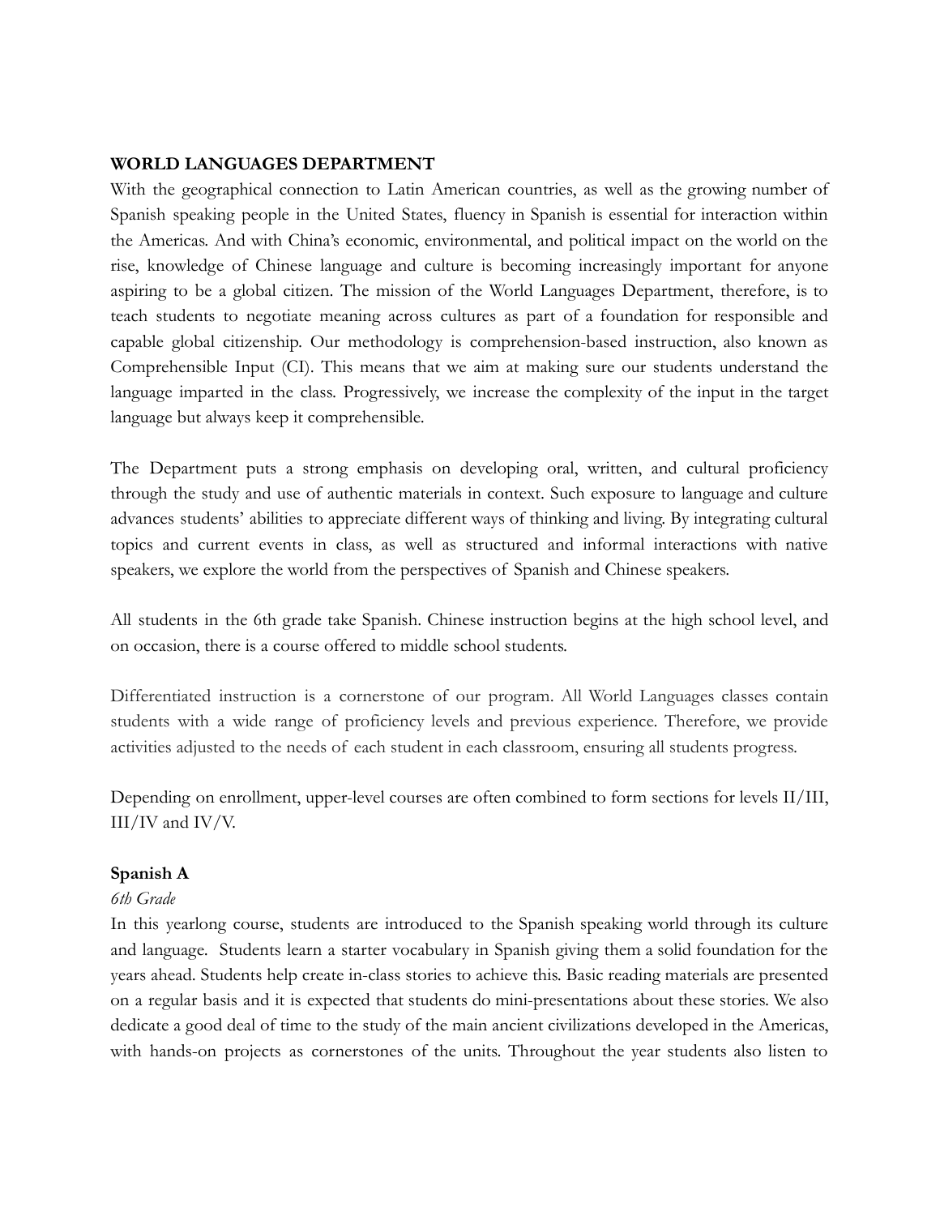## WORLD LANGUAGES DEPARTMENT

With the geographical connection to Latin American countries, as well as the growing number of Spanish speaking people in the United States, fluency in Spanish is essential for interaction within the Americas. And with China's economic, environmental, and political impact on the world on the rise, knowledge of Chinese language and culture is becoming increasingly important for anyone aspiring to be a global citizen. The mission of the World Languages Department, therefore, is to teach students to negotiate meaning across cultures as part of a foundation for responsible and capable global citizenship. Our methodology is comprehension-based instruction, also known as Comprehensible Input (CI). This means that we aim at making sure our students understand the language imparted in the class. Progressively, we increase the complexity of the input in the target language but always keep it comprehensible.

The Department puts a strong emphasis on developing oral, written, and cultural proficiency through the study and use of authentic materials in context. Such exposure to language and culture advances students' abilities to appreciate different ways of thinking and living. By integrating cultural topics and current events in class, as well as structured and informal interactions with native speakers, we explore the world from the perspectives of Spanish and Chinese speakers.

All students in the 6th grade take Spanish. Chinese instruction begins at the high school level, and on occasion, there is a course offered to middle school students.

Differentiated instruction is a cornerstone of our program. All World Languages classes contain students with a wide range of proficiency levels and previous experience. Therefore, we provide activities adjusted to the needs of each student in each classroom, ensuring all students progress.

Depending on enrollment, upper-level courses are often combined to form sections for levels II/III, III/IV and IV/V.

### Spanish A

*6th Grade*

In this yearlong course, students are introduced to the Spanish speaking world through its culture and language. Students learn a starter vocabulary in Spanish giving them a solid foundation for the years ahead. Students help create in-class stories to achieve this. Basic reading materials are presented on a regular basis and it is expected that students do mini-presentations about these stories. We also dedicate a good deal of time to the study of the main ancient civilizations developed in the Americas, with hands-on projects as cornerstones of the units. Throughout the year students also listen to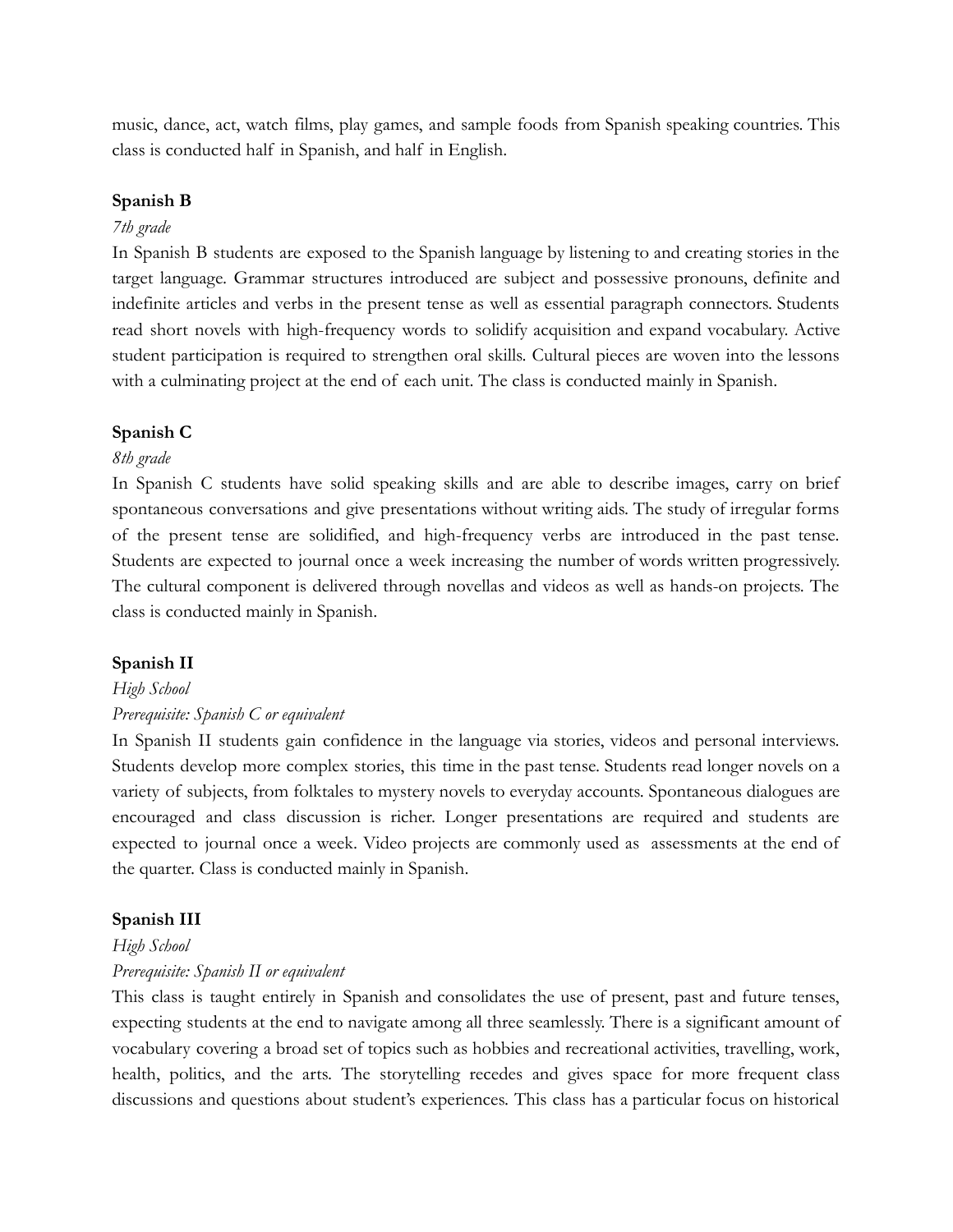music, dance, act, watch films, play games, and sample foods from Spanish speaking countries. This class is conducted half in Spanish, and half in English.

**Spanish B**

*7th grade*

In Spanish B students are exposed to the Spanish language by listening to and creating stories in the target language. Grammar structures introduced are subject and possessive pronouns, definite and indefinite articles and verbs in the present tense as well as essential paragraph connectors. Students read short novels with high-frequency words to solidify acquisition and expand vocabulary. Active student participation is required to strengthen oral skills. Cultural pieces are woven into the lessons with a culminating project at the end of each unit. The class is conducted mainly in Spanish.

**Spanish C**

*8th grade*

In Spanish C students have solid speaking skills and are able to describe images, carry on brief spontaneous conversations and give presentations without writing aids. The study of irregular forms of the present tense are solidified, and high-frequency verbs are introduced in the past tense. Students are expected to journal once a week increasing the number of words written progressively. The cultural component is delivered through novellas and videos as well as hands-on projects. The class is conducted mainly in Spanish.

**Spanish II**

*High School*

*Prerequisite: Spanish C or equivalent*

In Spanish II students gain confidence in the language via stories, videos and personal interviews. Students develop more complex stories, this time in the past tense. Students read longer novels on a variety of subjects, from folktales to mystery novels to everyday accounts. Spontaneous dialogues are encouraged and class discussion is richer. Longer presentations are required and students are expected to journal once a week. Video projects are commonly used as assessments at the end of the quarter. Class is conducted mainly in Spanish.

**Spanish III**

*High School*

*Prerequisite: Spanish II or equivalent*

This class is taught entirely in Spanish and consolidates the use of present, past and future tenses, expecting students at the end to navigate among all three seamlessly. There is a significant amount of vocabulary covering a broad set of topics such as hobbies and recreational activities, travelling, work, health, politics, and the arts. The storytelling recedes and gives space for more frequent class discussions and questions about student's experiences. This class has a particular focus on historical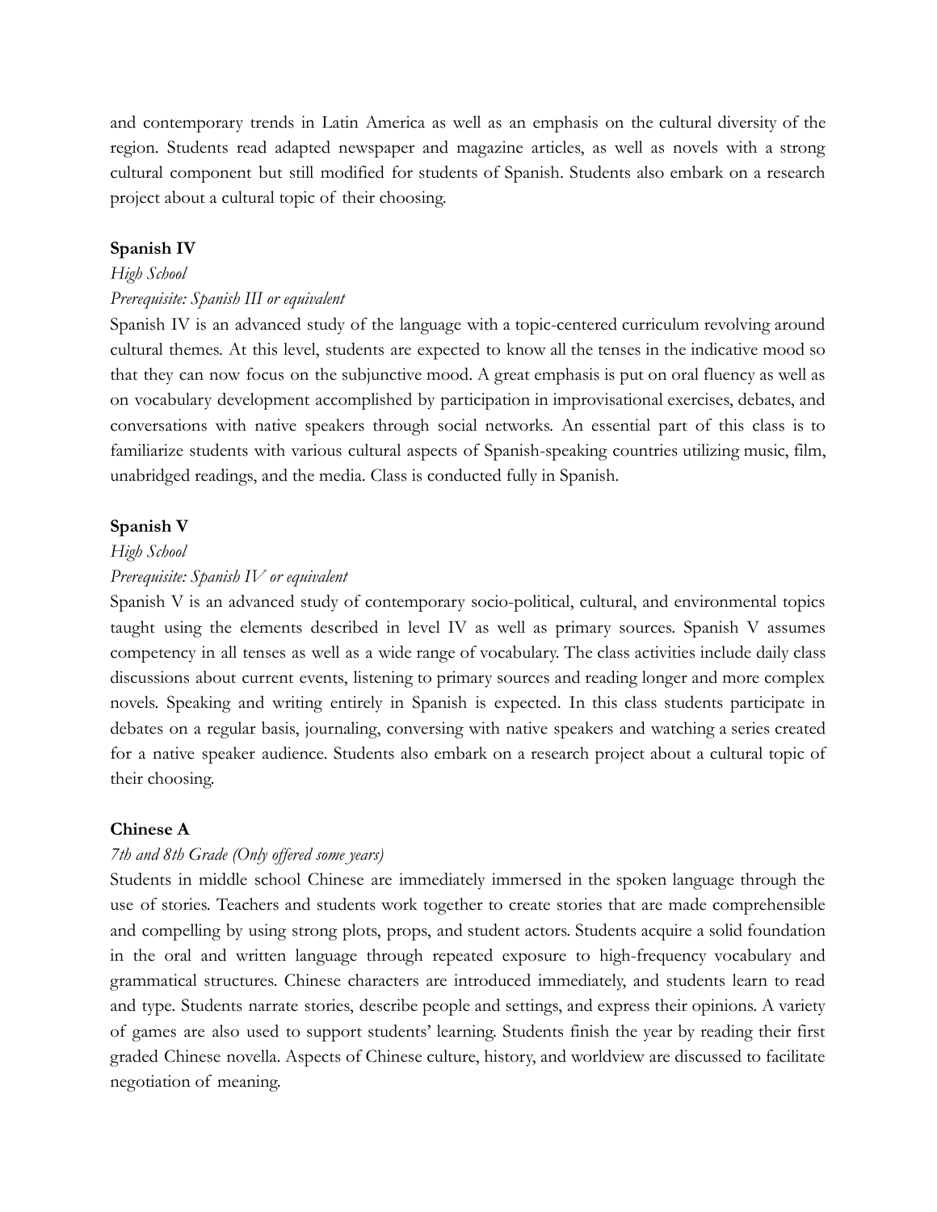and contemporary trends in Latin America as well as an emphasis on the cultural diversity of the region. Students read adapted newspaper and magazine articles, as well as novels with a strong cultural component but still modified for students of Spanish. Students also embark on a research project about a cultural topic of their choosing.

**Spanish IV**

*High School*

*Prerequisite: Spanish III or equivalent*

Spanish IV is an advanced study of the language with a topic-centered curriculum revolving around cultural themes. At this level, students are expected to know all the tenses in the indicative mood so that they can now focus on the subjunctive mood. A great emphasis is put on oral fluency as well as on vocabulary development accomplished by participation in improvisational exercises, debates, and conversations with native speakers through social networks. An essential part of this class is to familiarize students with various cultural aspects of Spanish-speaking countries utilizing music, film, unabridged readings, and the media. Class is conducted fully in Spanish.

**Spanish V**

*High School*

*Prerequisite: Spanish IV or equivalent*

Spanish V is an advanced study of contemporary socio-political, cultural, and environmental topics taught using the elements described in level IV as well as primary sources. Spanish V assumes competency in all tenses as well as a wide range of vocabulary. The class activities include daily class discussions about current events, listening to primary sources and reading longer and more complex novels. Speaking and writing entirely in Spanish is expected. In this class students participate in debates on a regular basis, journaling, conversing with native speakers and watching a series created for a native speaker audience. Students also embark on a research project about a cultural topic of their choosing.

**Chinese A**

*7th and 8th Grade (Only offered some years)*

Students in middle school Chinese are immediately immersed in the spoken language through the use of stories. Teachers and students work together to create stories that are made comprehensible and compelling by using strong plots, props, and student actors. Students acquire a solid foundation in the oral and written language through repeated exposure to high-frequency vocabulary and grammatical structures. Chinese characters are introduced immediately, and students learn to read and type. Students narrate stories, describe people and settings, and express their opinions. A variety of games are also used to support students' learning. Students finish the year by reading their first graded Chinese novella. Aspects of Chinese culture, history, and worldview are discussed to facilitate negotiation of meaning.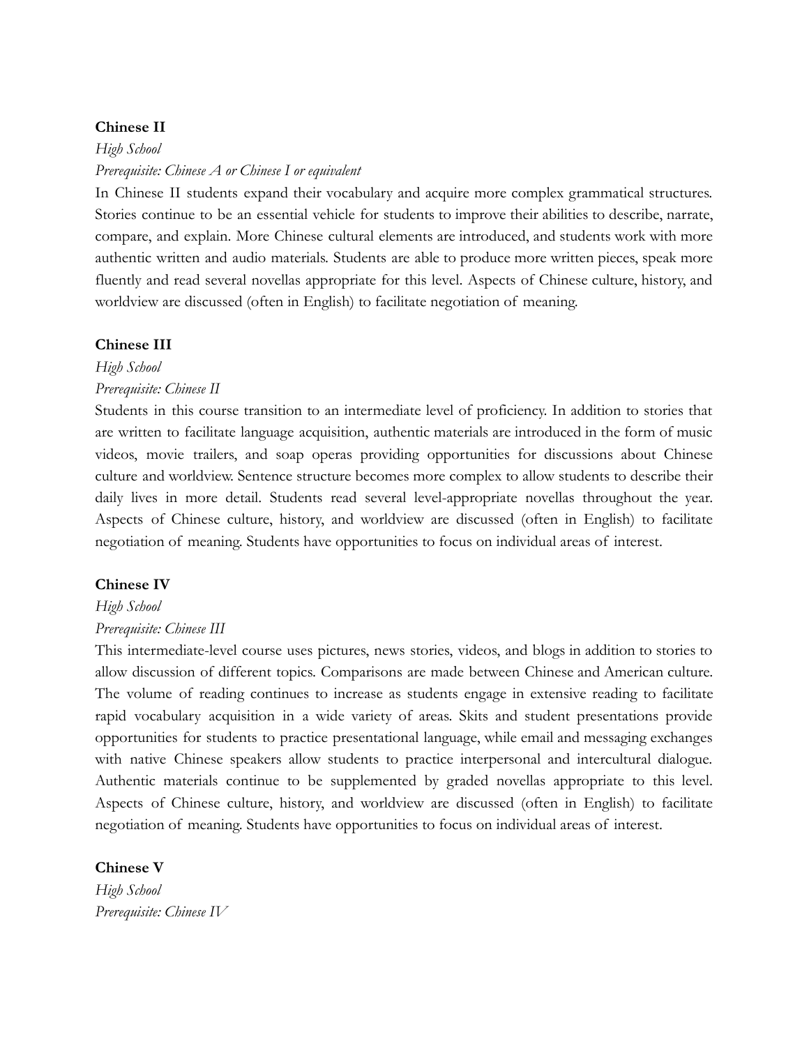**Chinese II**

*High School*

*Prerequisite: Chinese A or Chinese I or equivalent*

In Chinese II students expand their vocabulary and acquire more complex grammatical structures. Stories continue to be an essential vehicle for students to improve their abilities to describe, narrate, compare, and explain. More Chinese cultural elements are introduced, and students work with more authentic written and audio materials. Students are able to produce more written pieces, speak more fluently and read several novellas appropriate for this level. Aspects of Chinese culture, history, and worldview are discussed (often in English) to facilitate negotiation of meaning.

**Chinese III**

*High School*

*Prerequisite: Chinese II*

Students in this course transition to an intermediate level of proficiency. In addition to stories that are written to facilitate language acquisition, authentic materials are introduced in the form of music videos, movie trailers, and soap operas providing opportunities for discussions about Chinese culture and worldview. Sentence structure becomes more complex to allow students to describe their daily lives in more detail. Students read several level-appropriate novellas throughout the year. Aspects of Chinese culture, history, and worldview are discussed (often in English) to facilitate negotiation of meaning. Students have opportunities to focus on individual areas of interest.

**Chinese IV**

*High School*

*Prerequisite: Chinese III*

This intermediate-level course uses pictures, news stories, videos, and blogs in addition to stories to allow discussion of different topics. Comparisons are made between Chinese and American culture. The volume of reading continues to increase as students engage in extensive reading to facilitate rapid vocabulary acquisition in a wide variety of areas. Skits and student presentations provide opportunities for students to practice presentational language, while email and messaging exchanges with native Chinese speakers allow students to practice interpersonal and intercultural dialogue. Authentic materials continue to be supplemented by graded novellas appropriate to this level. Aspects of Chinese culture, history, and worldview are discussed (often in English) to facilitate negotiation of meaning. Students have opportunities to focus on individual areas of interest.

**Chinese V**

*High School*

*Prerequisite: Chinese IV*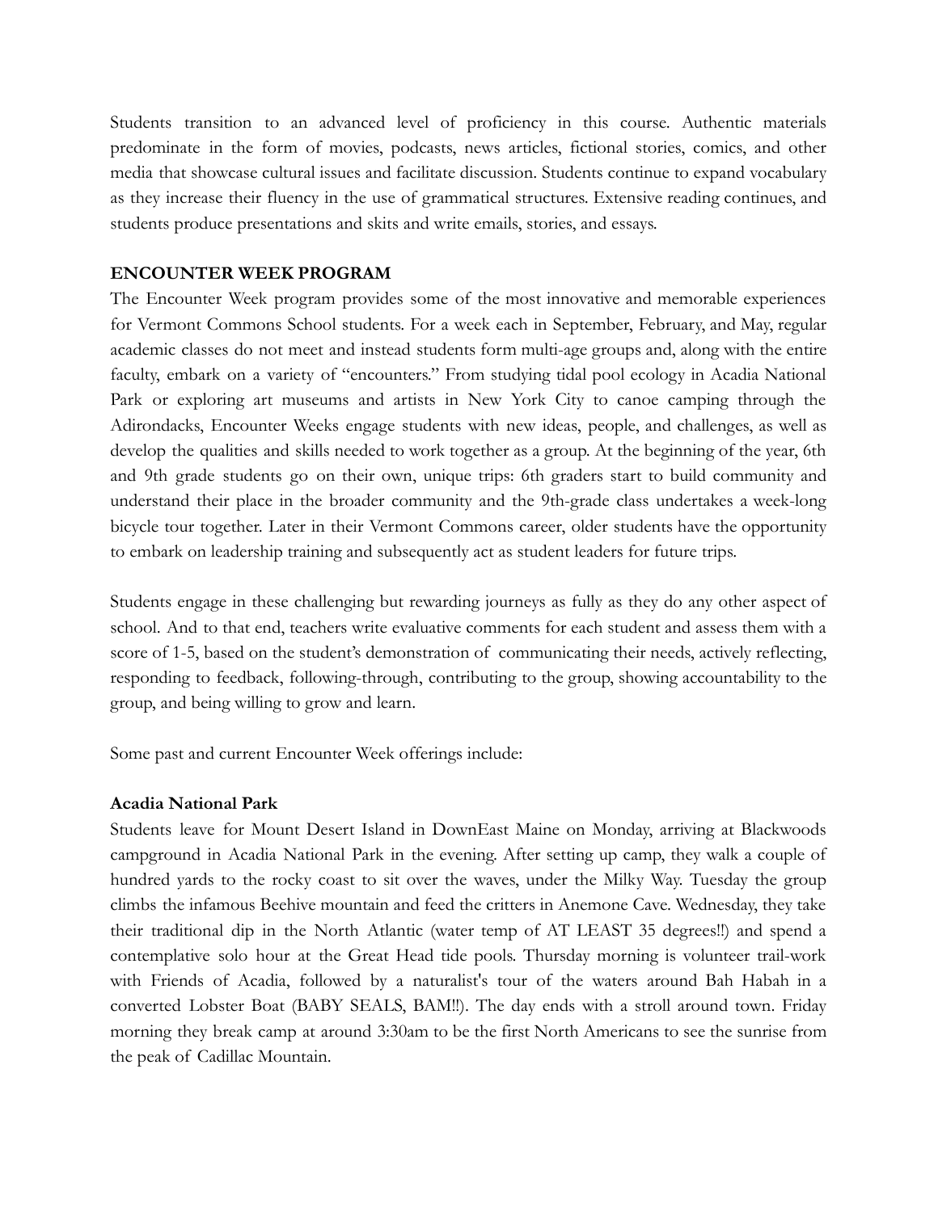Students transition to an advanced level of proficiency in this course. Authentic materials predominate in the form of movies, podcasts, news articles, fictional stories, comics, and other media that showcase cultural issues and facilitate discussion. Students continue to expand vocabulary as they increase their fluency in the use of grammatical structures. Extensive reading continues, and students produce presentations and skits and write emails, stories, and essays.

**ENCOUNTER WEEK PROGRAM**

The Encounter Week program provides some of the most innovative and memorable experiences for Vermont Commons School students. For a week each in September, February, and May, regular academic classes do not meet and instead students form multi-age groups and, along with the entire faculty, embark on a variety of "encounters." From studying tidal pool ecology in Acadia National Park or exploring art museums and artists in New York City to canoe camping through the Adirondacks, Encounter Weeks engage students with new ideas, people, and challenges, as well as develop the qualities and skills needed to work together as a group. At the beginning of the year, 6th and 9th grade students go on their own, unique trips: 6th graders start to build community and understand their place in the broader community and the 9th-grade class undertakes a week-long bicycle tour together. Later in their Vermont Commons career, older students have the opportunity to embark on leadership training and subsequently act as student leaders for future trips.

Students engage in these challenging but rewarding journeys as fully as they do any other aspect of school. And to that end, teachers write evaluative comments for each student and assess them with a score of 1-5, based on the student's demonstration of communicating their needs, actively reflecting, responding to feedback, following-through, contributing to the group, showing accountability to the group, and being willing to grow and learn.

Some past and current Encounter Week offerings include:

**Acadia National Park**

Students leave for Mount Desert Island in DownEast Maine on Monday, arriving at Blackwoods campground in Acadia National Park in the evening. After setting up camp, they walk a couple of hundred yards to the rocky coast to sit over the waves, under the Milky Way. Tuesday the group climbs the infamous Beehive mountain and feed the critters in Anemone Cave. Wednesday, they take their traditional dip in the North Atlantic (water temp of AT LEAST 35 degrees!!) and spend a contemplative solo hour at the Great Head tide pools. Thursday morning is volunteer trail-work with Friends of Acadia, followed by a naturalist's tour of the waters around Bah Habah in a converted Lobster Boat (BABY SEALS, BAM!!). The day ends with a stroll around town. Friday morning they break camp at around 3:30am to be the first North Americans to see the sunrise from the peak of Cadillac Mountain.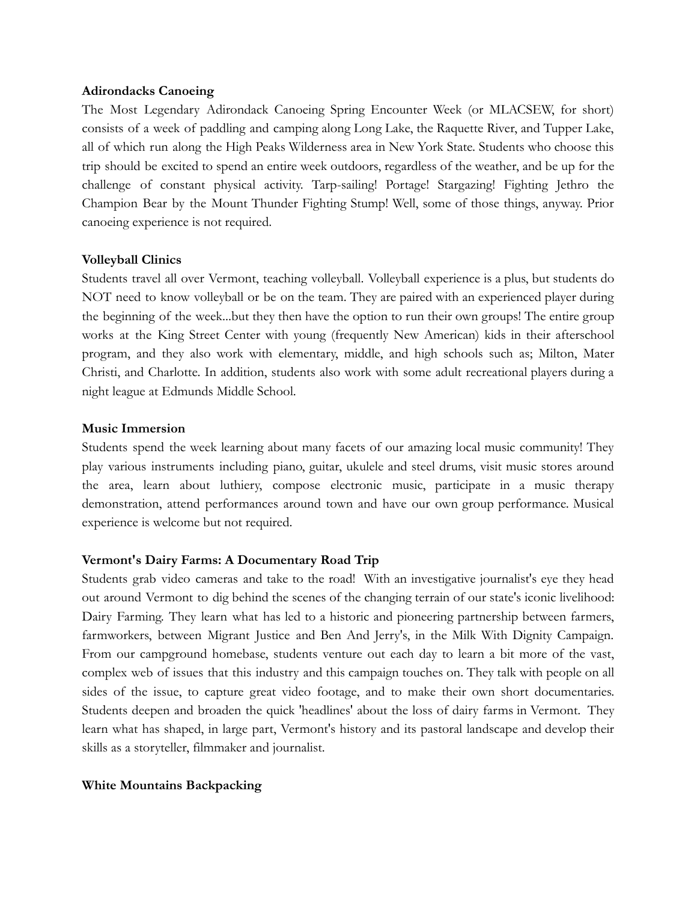**Adirondacks Canoeing**

The Most Legendary Adirondack Canoeing Spring Encounter Week (or MLACSEW, for short) consists of a week of paddling and camping along Long Lake, the Raquette River, and Tupper Lake, all of which run along the High Peaks Wilderness area in New York State. Students who choose this trip should be excited to spend an entire week outdoors, regardless of the weather, and be up for the challenge of constant physical activity. Tarp-sailing! Portage! Stargazing! Fighting Jethro the Champion Bear by the Mount Thunder Fighting Stump! Well, some of those things, anyway. Prior canoeing experience is not required.

**Volleyball Clinics**

Students travel all over Vermont, teaching volleyball. Volleyball experience is a plus, but students do NOT need to know volleyball or be on the team. They are paired with an experienced player during the beginning of the week...but they then have the option to run their own groups! The entire group works at the King Street Center with young (frequently New American) kids in their afterschool program, and they also work with elementary, middle, and high schools such as; Milton, Mater Christi, and Charlotte. In addition, students also work with some adult recreational players during a night league at Edmunds Middle School.

**Music Immersion**

Students spend the week learning about many facets of our amazing local music community! They play various instruments including piano, guitar, ukulele and steel drums, visit music stores around the area, learn about luthiery, compose electronic music, participate in a music therapy demonstration, attend performances around town and have our own group performance. Musical experience is welcome but not required.

**Vermont's Dairy Farms: A Documentary Road Trip**

Students grab video cameras and take to the road! With an investigative journalist's eye they head out around Vermont to dig behind the scenes of the changing terrain of our state's iconic livelihood: Dairy Farming. They learn what has led to a historic and pioneering partnership between farmers, farmworkers, between Migrant Justice and Ben And Jerry's, in the Milk With Dignity Campaign. From our campground homebase, students venture out each day to learn a bit more of the vast, complex web of issues that this industry and this campaign touches on. They talk with people on all sides of the issue, to capture great video footage, and to make their own short documentaries. Students deepen and broaden the quick 'headlines' about the loss of dairy farms in Vermont. They learn what has shaped, in large part, Vermont's history and its pastoral landscape and develop their skills as a storyteller, filmmaker and journalist.

**White Mountains Backpacking**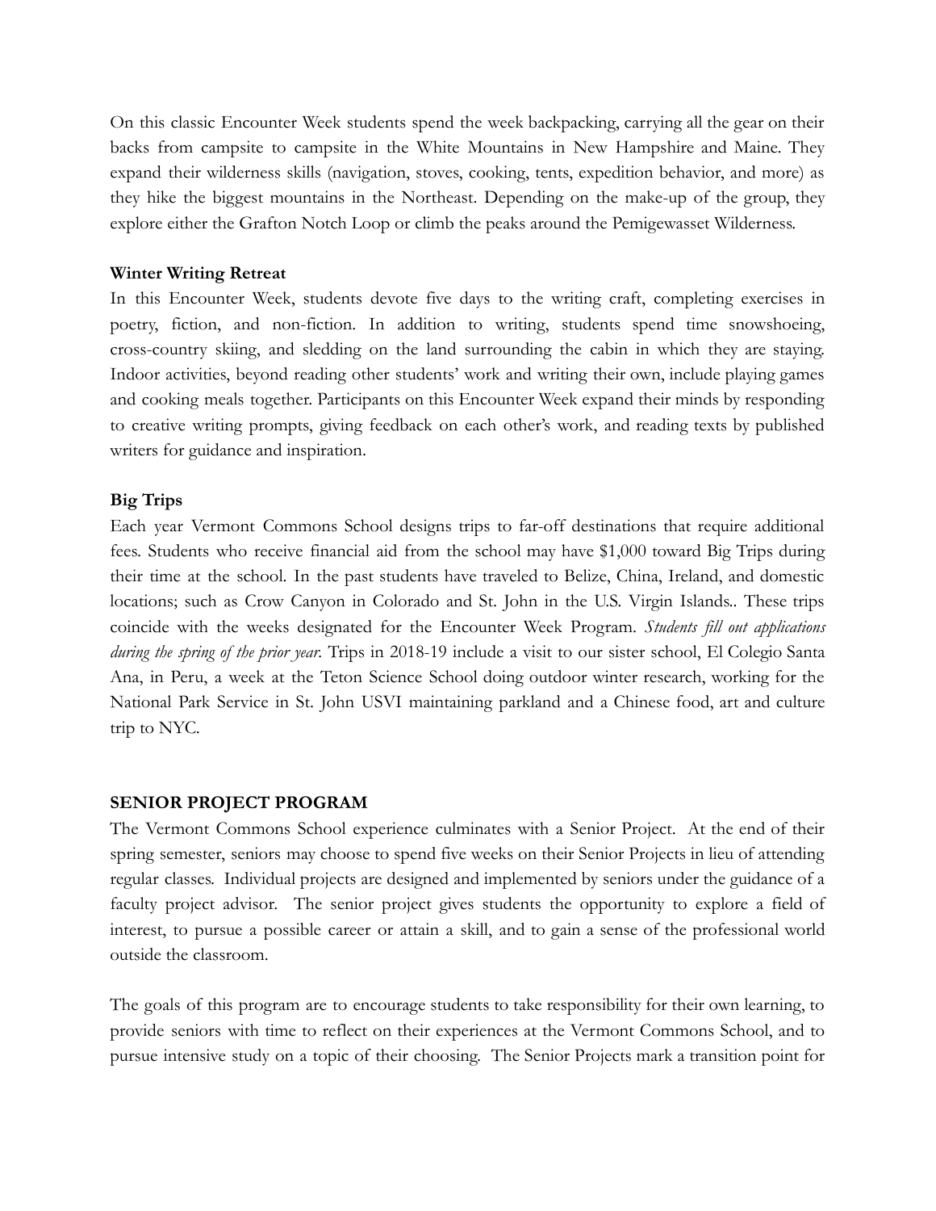On this classic Encounter Week students spend the week backpacking, carrying all the gear on their backs from campsite to campsite in the White Mountains in New Hampshire and Maine. They expand their wilderness skills (navigation, stoves, cooking, tents, expedition behavior, and more) as they hike the biggest mountains in the Northeast. Depending on the make-up of the group, they explore either the Grafton Notch Loop or climb the peaks around the Pemigewasset Wilderness.

**Winter Writing Retreat**

In this Encounter Week, students devote five days to the writing craft, completing exercises in poetry, fiction, and non-fiction. In addition to writing, students spend time snowshoeing, cross-country skiing, and sledding on the land surrounding the cabin in which they are staying. Indoor activities, beyond reading other students' work and writing their own, include playing games and cooking meals together. Participants on this Encounter Week expand their minds by responding to creative writing prompts, giving feedback on each other's work, and reading texts by published writers for guidance and inspiration.

**Big Trips**

Each year Vermont Commons School designs trips to far-off destinations that require additional fees. Students who receive financial aid from the school may have $1,000 toward Big Trips during their time at the school. In the past students have traveled to Belize, China, Ireland, and domestic locations; such as Crow Canyon in Colorado and St. John in the U.S. Virgin Islands.. These trips coincide with the weeks designated for the Encounter Week Program. *Students fill out applications during the spring of the prior year*. Trips in 2018-19 include a visit to our sister school, El Colegio Santa Ana, in Peru, a week at the Teton Science School doing outdoor winter research, working for the National Park Service in St. John USVI maintaining parkland and a Chinese food, art and culture trip to NYC.

## SENIOR PROJECT PROGRAM

The Vermont Commons School experience culminates with a Senior Project. At the end of their spring semester, seniors may choose to spend five weeks on their Senior Projects in lieu of attending regular classes. Individual projects are designed and implemented by seniors under the guidance of a faculty project advisor. The senior project gives students the opportunity to explore a field of interest, to pursue a possible career or attain a skill, and to gain a sense of the professional world outside the classroom.

The goals of this program are to encourage students to take responsibility for their own learning, to provide seniors with time to reflect on their experiences at the Vermont Commons School, and to pursue intensive study on a topic of their choosing. The Senior Projects mark a transition point for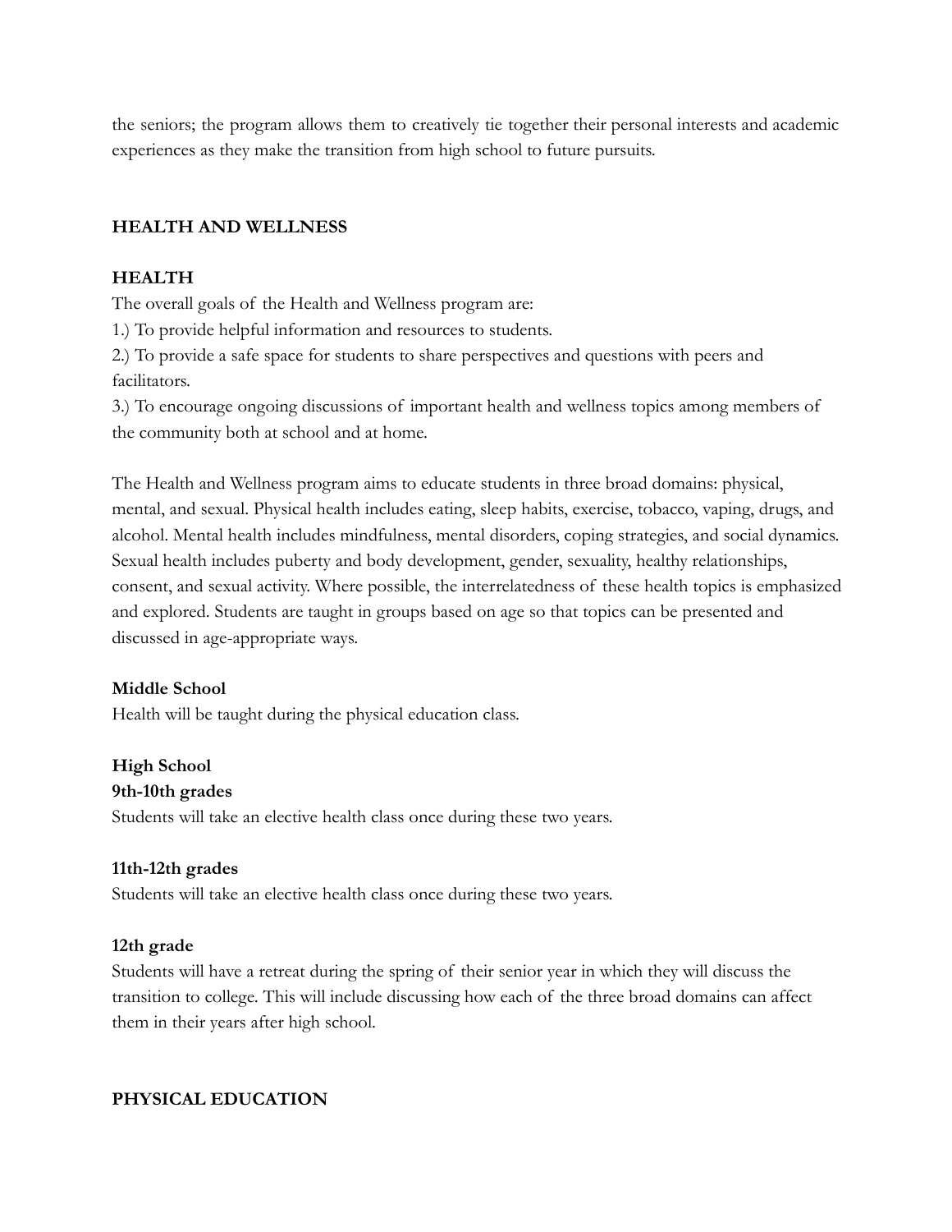the seniors; the program allows them to creatively tie together their personal interests and academic experiences as they make the transition from high school to future pursuits.

## HEALTH AND WELLNESS

### HEALTH

The overall goals of the Health and Wellness program are:

1.) To provide helpful information and resources to students.

2.) To provide a safe space for students to share perspectives and questions with peers and facilitators.

3.) To encourage ongoing discussions of important health and wellness topics among members of the community both at school and at home.

The Health and Wellness program aims to educate students in three broad domains: physical, mental, and sexual. Physical health includes eating, sleep habits, exercise, tobacco, vaping, drugs, and alcohol. Mental health includes mindfulness, mental disorders, coping strategies, and social dynamics. Sexual health includes puberty and body development, gender, sexuality, healthy relationships, consent, and sexual activity. Where possible, the interrelatedness of these health topics is emphasized and explored. Students are taught in groups based on age so that topics can be presented and discussed in age-appropriate ways.

**Middle School**

Health will be taught during the physical education class.

**High School**

**9th-10th grades**

Students will take an elective health class once during these two years.

**11th-12th grades**

Students will take an elective health class once during these two years.

**12th grade**

Students will have a retreat during the spring of their senior year in which they will discuss the transition to college. This will include discussing how each of the three broad domains can affect them in their years after high school.

## PHYSICAL EDUCATION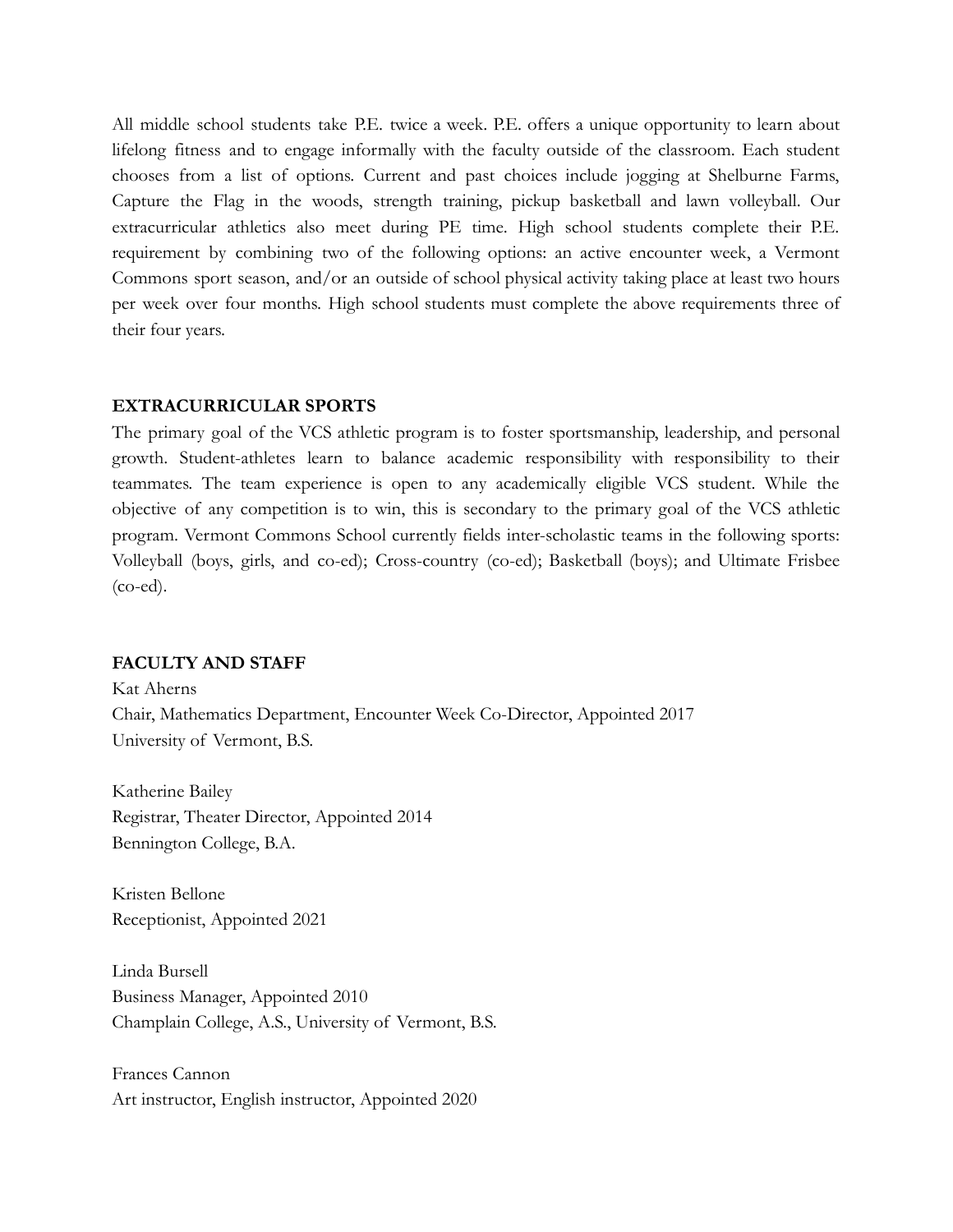All middle school students take P.E. twice a week. P.E. offers a unique opportunity to learn about lifelong fitness and to engage informally with the faculty outside of the classroom. Each student chooses from a list of options. Current and past choices include jogging at Shelburne Farms, Capture the Flag in the woods, strength training, pickup basketball and lawn volleyball. Our extracurricular athletics also meet during PE time. High school students complete their P.E. requirement by combining two of the following options: an active encounter week, a Vermont Commons sport season, and/or an outside of school physical activity taking place at least two hours per week over four months. High school students must complete the above requirements three of their four years.

**EXTRACURRICULAR SPORTS**

The primary goal of the VCS athletic program is to foster sportsmanship, leadership, and personal growth. Student-athletes learn to balance academic responsibility with responsibility to their teammates. The team experience is open to any academically eligible VCS student. While the objective of any competition is to win, this is secondary to the primary goal of the VCS athletic program. Vermont Commons School currently fields inter-scholastic teams in the following sports: Volleyball (boys, girls, and co-ed); Cross-country (co-ed); Basketball (boys); and Ultimate Frisbee (co-ed).

**FACULTY AND STAFF**

Kat Aherns
Chair, Mathematics Department, Encounter Week Co-Director, Appointed 2017
University of Vermont, B.S.

Katherine Bailey
Registrar, Theater Director, Appointed 2014
Bennington College, B.A.

Kristen Bellone
Receptionist, Appointed 2021

Linda Bursell
Business Manager, Appointed 2010
Champlain College, A.S., University of Vermont, B.S.

Frances Cannon
Art instructor, English instructor, Appointed 2020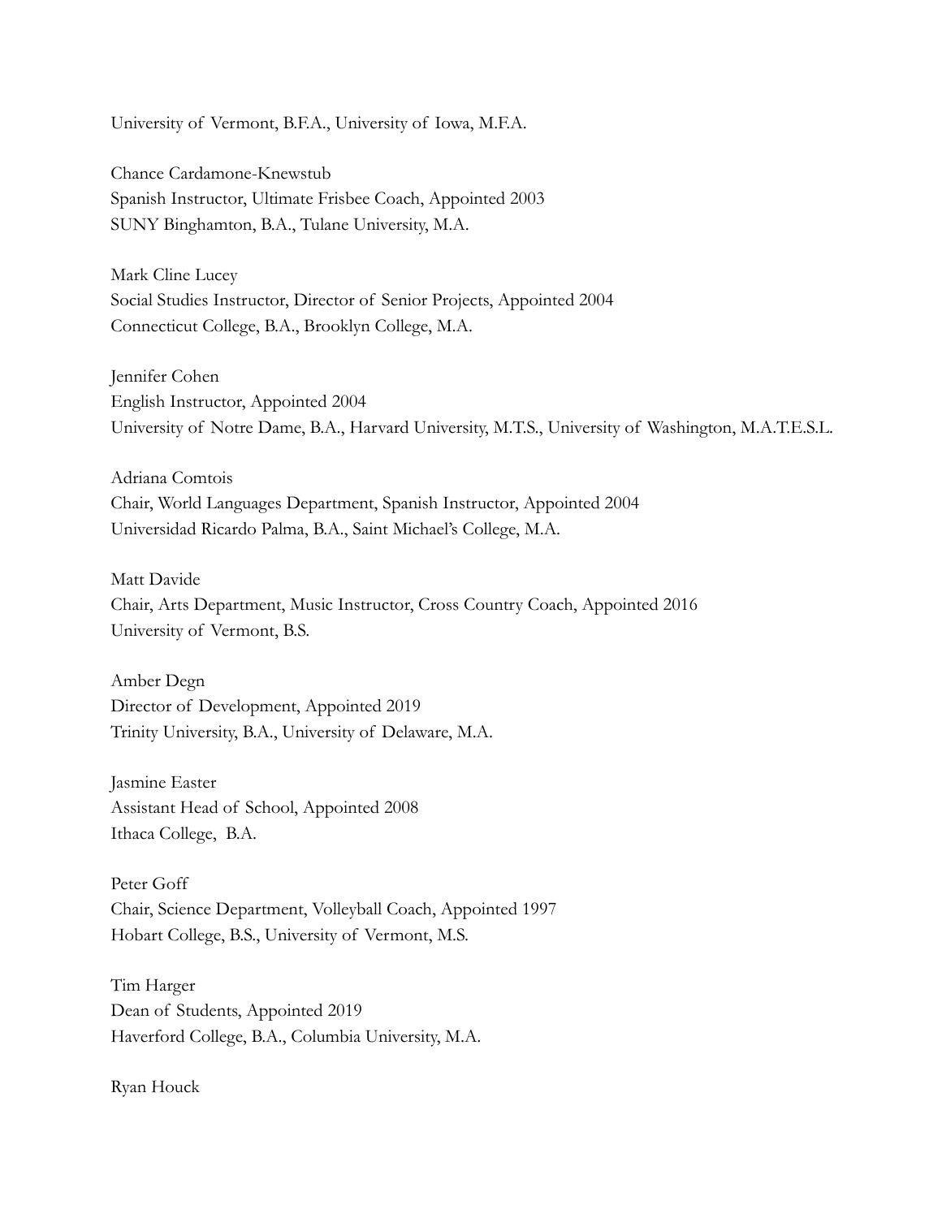University of Vermont, B.F.A., University of Iowa, M.F.A.

Chance Cardamone-Knewstub
Spanish Instructor, Ultimate Frisbee Coach, Appointed 2003
SUNY Binghamton, B.A., Tulane University, M.A.

Mark Cline Lucey
Social Studies Instructor, Director of Senior Projects, Appointed 2004
Connecticut College, B.A., Brooklyn College, M.A.

Jennifer Cohen
English Instructor, Appointed 2004
University of Notre Dame, B.A., Harvard University, M.T.S., University of Washington, M.A.T.E.S.L.

Adriana Comtois
Chair, World Languages Department, Spanish Instructor, Appointed 2004
Universidad Ricardo Palma, B.A., Saint Michael's College, M.A.

Matt Davide
Chair, Arts Department, Music Instructor, Cross Country Coach, Appointed 2016
University of Vermont, B.S.

Amber Degn
Director of Development, Appointed 2019
Trinity University, B.A., University of Delaware, M.A.

Jasmine Easter
Assistant Head of School, Appointed 2008
Ithaca College, B.A.

Peter Goff
Chair, Science Department, Volleyball Coach, Appointed 1997
Hobart College, B.S., University of Vermont, M.S.

Tim Harger
Dean of Students, Appointed 2019
Haverford College, B.A., Columbia University, M.A.

Ryan Houck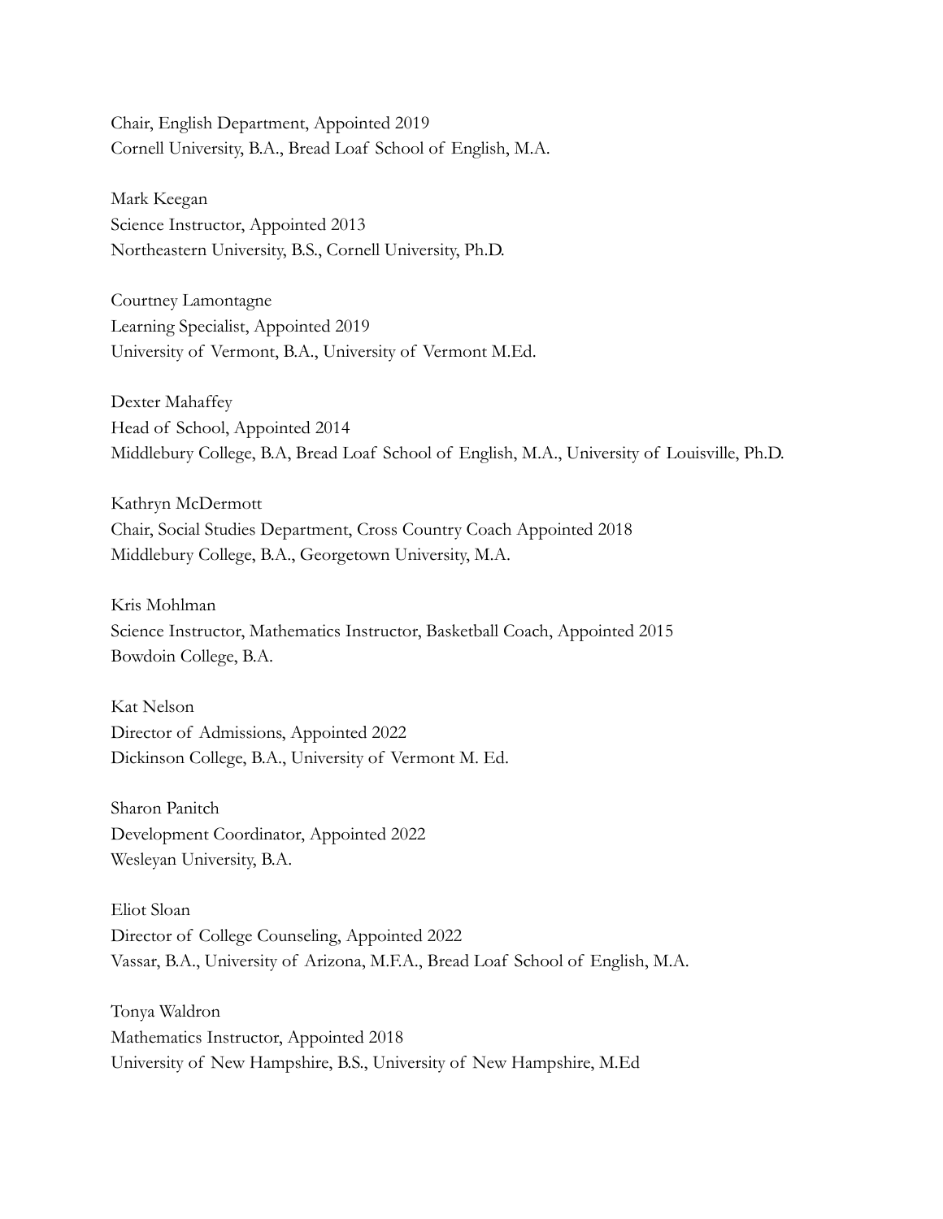Chair, English Department, Appointed 2019
Cornell University, B.A., Bread Loaf School of English, M.A.

Mark Keegan
Science Instructor, Appointed 2013
Northeastern University, B.S., Cornell University, Ph.D.

Courtney Lamontagne
Learning Specialist, Appointed 2019
University of Vermont, B.A., University of Vermont M.Ed.

Dexter Mahaffey
Head of School, Appointed 2014
Middlebury College, B.A, Bread Loaf School of English, M.A., University of Louisville, Ph.D.

Kathryn McDermott
Chair, Social Studies Department, Cross Country Coach Appointed 2018
Middlebury College, B.A., Georgetown University, M.A.

Kris Mohlman
Science Instructor, Mathematics Instructor, Basketball Coach, Appointed 2015
Bowdoin College, B.A.

Kat Nelson
Director of Admissions, Appointed 2022
Dickinson College, B.A., University of Vermont M. Ed.

Sharon Panitch
Development Coordinator, Appointed 2022
Wesleyan University, B.A.

Eliot Sloan
Director of College Counseling, Appointed 2022
Vassar, B.A., University of Arizona, M.F.A., Bread Loaf School of English, M.A.

Tonya Waldron
Mathematics Instructor, Appointed 2018
University of New Hampshire, B.S., University of New Hampshire, M.Ed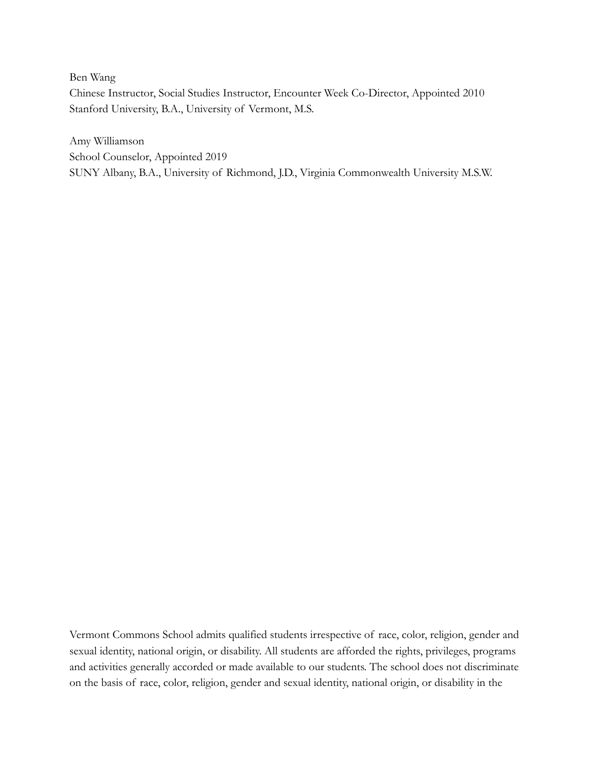Ben Wang
Chinese Instructor, Social Studies Instructor, Encounter Week Co-Director, Appointed 2010
Stanford University, B.A., University of Vermont, M.S.

Amy Williamson
School Counselor, Appointed 2019
SUNY Albany, B.A., University of Richmond, J.D., Virginia Commonwealth University M.S.W.

Vermont Commons School admits qualified students irrespective of race, color, religion, gender and sexual identity, national origin, or disability. All students are afforded the rights, privileges, programs and activities generally accorded or made available to our students. The school does not discriminate on the basis of race, color, religion, gender and sexual identity, national origin, or disability in the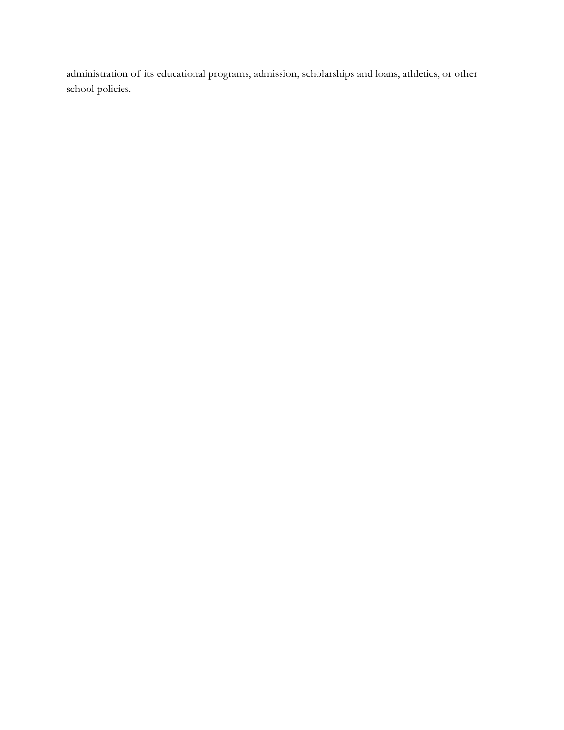administration of its educational programs, admission, scholarships and loans, athletics, or other school policies.